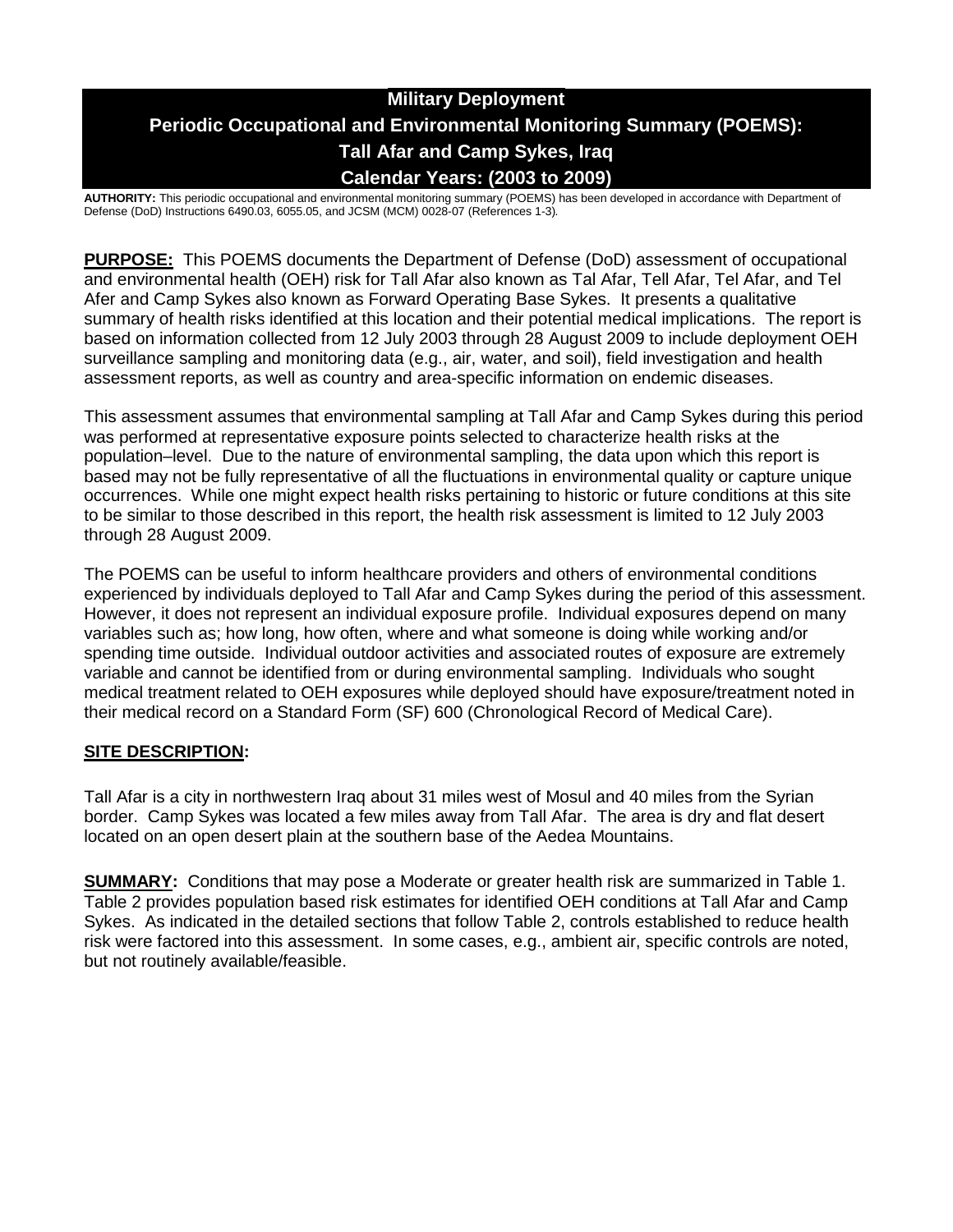# Military Deployment
# Periodic Occupational and Environmental Monitoring Summary (POEMS): Tall Afar and Camp Sykes, Iraq
# Calendar Years: (2003 to 2009)

**AUTHORITY:** This periodic occupational and environmental monitoring summary (POEMS) has been developed in accordance with Department of Defense (DoD) Instructions 6490.03, 6055.05, and JCSM (MCM) 0028-07 (References 1-3).

**PURPOSE:** This POEMS documents the Department of Defense (DoD) assessment of occupational and environmental health (OEH) risk for Tall Afar also known as Tal Afar, Tell Afar, Tel Afar, and Tel Afer and Camp Sykes also known as Forward Operating Base Sykes. It presents a qualitative summary of health risks identified at this location and their potential medical implications. The report is based on information collected from 12 July 2003 through 28 August 2009 to include deployment OEH surveillance sampling and monitoring data (e.g., air, water, and soil), field investigation and health assessment reports, as well as country and area-specific information on endemic diseases.

This assessment assumes that environmental sampling at Tall Afar and Camp Sykes during this period was performed at representative exposure points selected to characterize health risks at the population–level. Due to the nature of environmental sampling, the data upon which this report is based may not be fully representative of all the fluctuations in environmental quality or capture unique occurrences. While one might expect health risks pertaining to historic or future conditions at this site to be similar to those described in this report, the health risk assessment is limited to 12 July 2003 through 28 August 2009.

The POEMS can be useful to inform healthcare providers and others of environmental conditions experienced by individuals deployed to Tall Afar and Camp Sykes during the period of this assessment. However, it does not represent an individual exposure profile. Individual exposures depend on many variables such as; how long, how often, where and what someone is doing while working and/or spending time outside. Individual outdoor activities and associated routes of exposure are extremely variable and cannot be identified from or during environmental sampling. Individuals who sought medical treatment related to OEH exposures while deployed should have exposure/treatment noted in their medical record on a Standard Form (SF) 600 (Chronological Record of Medical Care).

**SITE DESCRIPTION:**

Tall Afar is a city in northwestern Iraq about 31 miles west of Mosul and 40 miles from the Syrian border. Camp Sykes was located a few miles away from Tall Afar. The area is dry and flat desert located on an open desert plain at the southern base of the Aedea Mountains.

**SUMMARY:** Conditions that may pose a Moderate or greater health risk are summarized in Table 1. Table 2 provides population based risk estimates for identified OEH conditions at Tall Afar and Camp Sykes. As indicated in the detailed sections that follow Table 2, controls established to reduce health risk were factored into this assessment. In some cases, e.g., ambient air, specific controls are noted, but not routinely available/feasible.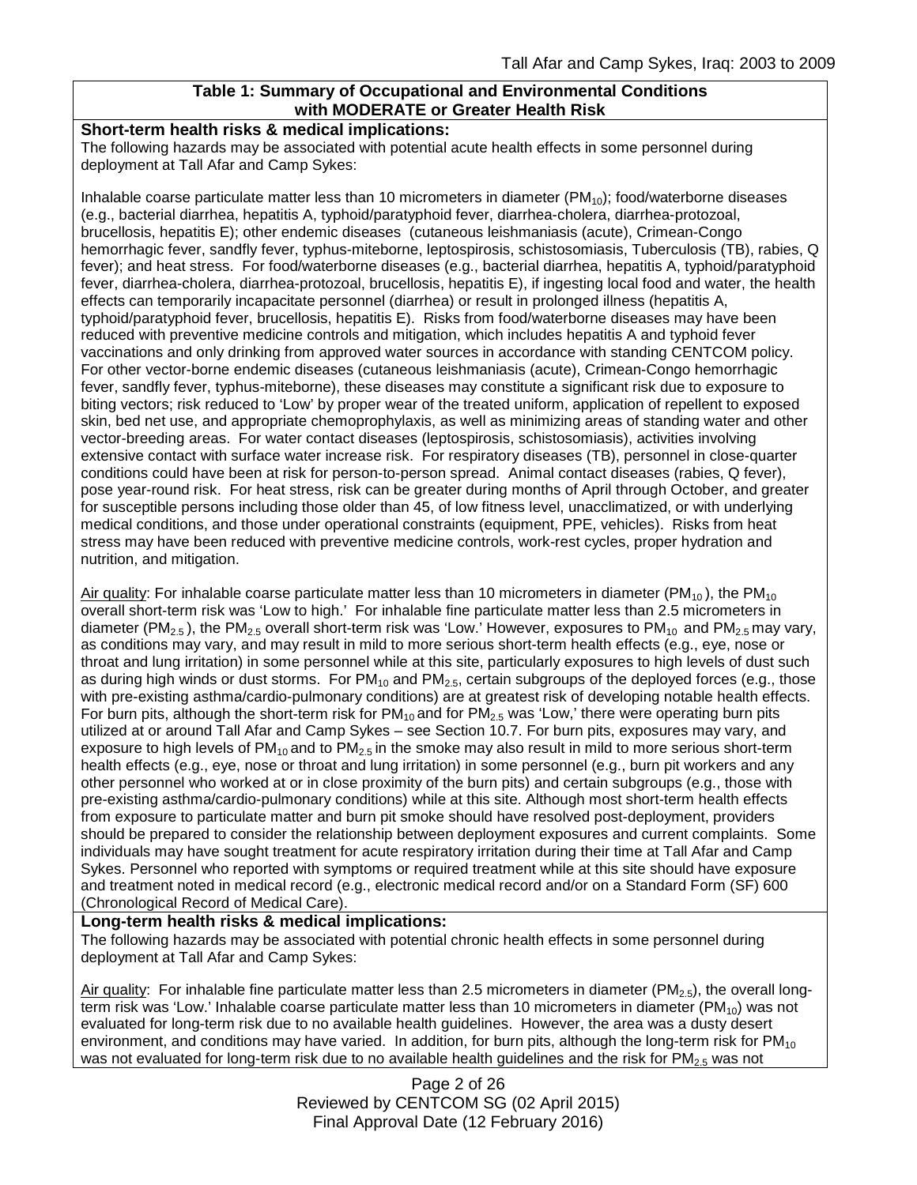**Table 1: Summary of Occupational and Environmental Conditions with MODERATE or Greater Health Risk**

**Short-term health risks & medical implications:**

The following hazards may be associated with potential acute health effects in some personnel during deployment at Tall Afar and Camp Sykes:

Inhalable coarse particulate matter less than 10 micrometers in diameter ($PM_{10}$); food/waterborne diseases (e.g., bacterial diarrhea, hepatitis A, typhoid/paratyphoid fever, diarrhea-cholera, diarrhea-protozoal, brucellosis, hepatitis E); other endemic diseases (cutaneous leishmaniasis (acute), Crimean-Congo hemorrhagic fever, sandfly fever, typhus-miteborne, leptospirosis, schistosomiasis, Tuberculosis (TB), rabies, Q fever); and heat stress. For food/waterborne diseases (e.g., bacterial diarrhea, hepatitis A, typhoid/paratyphoid fever, diarrhea-cholera, diarrhea-protozoal, brucellosis, hepatitis E), if ingesting local food and water, the health effects can temporarily incapacitate personnel (diarrhea) or result in prolonged illness (hepatitis A, typhoid/paratyphoid fever, brucellosis, hepatitis E). Risks from food/waterborne diseases may have been reduced with preventive medicine controls and mitigation, which includes hepatitis A and typhoid fever vaccinations and only drinking from approved water sources in accordance with standing CENTCOM policy. For other vector-borne endemic diseases (cutaneous leishmaniasis (acute), Crimean-Congo hemorrhagic fever, sandfly fever, typhus-miteborne), these diseases may constitute a significant risk due to exposure to biting vectors; risk reduced to 'Low' by proper wear of the treated uniform, application of repellent to exposed skin, bed net use, and appropriate chemoprophylaxis, as well as minimizing areas of standing water and other vector-breeding areas. For water contact diseases (leptospirosis, schistosomiasis), activities involving extensive contact with surface water increase risk. For respiratory diseases (TB), personnel in close-quarter conditions could have been at risk for person-to-person spread. Animal contact diseases (rabies, Q fever), pose year-round risk. For heat stress, risk can be greater during months of April through October, and greater for susceptible persons including those older than 45, of low fitness level, unacclimatized, or with underlying medical conditions, and those under operational constraints (equipment, PPE, vehicles). Risks from heat stress may have been reduced with preventive medicine controls, work-rest cycles, proper hydration and nutrition, and mitigation.

Air quality: For inhalable coarse particulate matter less than 10 micrometers in diameter ($PM_{10}$), the $PM_{10}$ overall short-term risk was 'Low to high.' For inhalable fine particulate matter less than 2.5 micrometers in diameter ($PM_{2.5}$), the $PM_{2.5}$ overall short-term risk was 'Low.' However, exposures to $PM_{10}$ and $PM_{2.5}$ may vary, as conditions may vary, and may result in mild to more serious short-term health effects (e.g., eye, nose or throat and lung irritation) in some personnel while at this site, particularly exposures to high levels of dust such as during high winds or dust storms. For $PM_{10}$ and $PM_{2.5}$, certain subgroups of the deployed forces (e.g., those with pre-existing asthma/cardio-pulmonary conditions) are at greatest risk of developing notable health effects. For burn pits, although the short-term risk for $PM_{10}$ and for $PM_{2.5}$ was 'Low,' there were operating burn pits utilized at or around Tall Afar and Camp Sykes – see Section 10.7. For burn pits, exposures may vary, and exposure to high levels of $PM_{10}$ and to $PM_{2.5}$ in the smoke may also result in mild to more serious short-term health effects (e.g., eye, nose or throat and lung irritation) in some personnel (e.g., burn pit workers and any other personnel who worked at or in close proximity of the burn pits) and certain subgroups (e.g., those with pre-existing asthma/cardio-pulmonary conditions) while at this site. Although most short-term health effects from exposure to particulate matter and burn pit smoke should have resolved post-deployment, providers should be prepared to consider the relationship between deployment exposures and current complaints. Some individuals may have sought treatment for acute respiratory irritation during their time at Tall Afar and Camp Sykes. Personnel who reported with symptoms or required treatment while at this site should have exposure and treatment noted in medical record (e.g., electronic medical record and/or on a Standard Form (SF) 600 (Chronological Record of Medical Care).

**Long-term health risks & medical implications:**

The following hazards may be associated with potential chronic health effects in some personnel during deployment at Tall Afar and Camp Sykes:

Air quality: For inhalable fine particulate matter less than 2.5 micrometers in diameter ($PM_{2.5}$), the overall long-term risk was 'Low.' Inhalable coarse particulate matter less than 10 micrometers in diameter ($PM_{10}$) was not evaluated for long-term risk due to no available health guidelines. However, the area was a dusty desert environment, and conditions may have varied. In addition, for burn pits, although the long-term risk for $PM_{10}$ was not evaluated for long-term risk due to no available health guidelines and the risk for $PM_{2.5}$ was not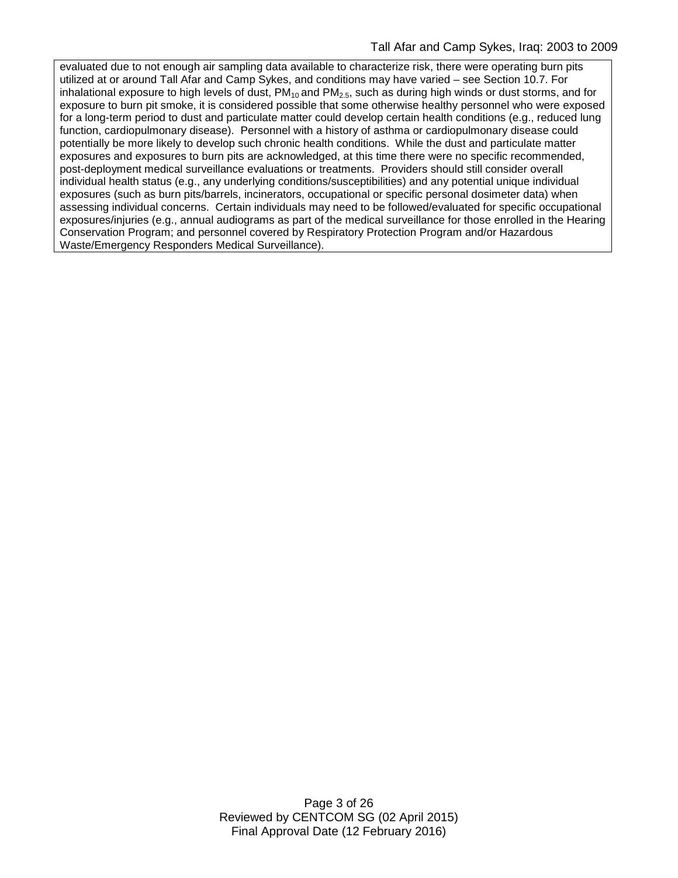evaluated due to not enough air sampling data available to characterize risk, there were operating burn pits utilized at or around Tall Afar and Camp Sykes, and conditions may have varied – see Section 10.7. For inhalational exposure to high levels of dust, $PM_{10}$ and $PM_{2.5}$, such as during high winds or dust storms, and for exposure to burn pit smoke, it is considered possible that some otherwise healthy personnel who were exposed for a long-term period to dust and particulate matter could develop certain health conditions (e.g., reduced lung function, cardiopulmonary disease). Personnel with a history of asthma or cardiopulmonary disease could potentially be more likely to develop such chronic health conditions. While the dust and particulate matter exposures and exposures to burn pits are acknowledged, at this time there were no specific recommended, post-deployment medical surveillance evaluations or treatments. Providers should still consider overall individual health status (e.g., any underlying conditions/susceptibilities) and any potential unique individual exposures (such as burn pits/barrels, incinerators, occupational or specific personal dosimeter data) when assessing individual concerns. Certain individuals may need to be followed/evaluated for specific occupational exposures/injuries (e.g., annual audiograms as part of the medical surveillance for those enrolled in the Hearing Conservation Program; and personnel covered by Respiratory Protection Program and/or Hazardous Waste/Emergency Responders Medical Surveillance).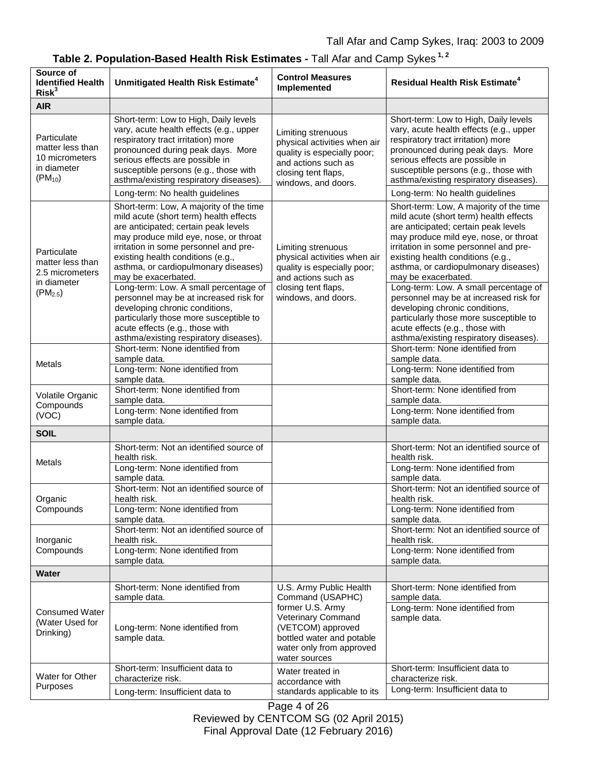**Table 2. Population-Based Health Risk Estimates -** Tall Afar and Camp Sykes [1, 2]

| Source of Identified Health Risk[3] | Unmitigated Health Risk Estimate[4] | Control Measures Implemented | Residual Health Risk Estimate[4] |
|---|---|---|---|
| **AIR** | | | |
| Particulate matter less than 10 micrometers in diameter ($PM_{10}$) | Short-term: Low to High, Daily levels vary, acute health effects (e.g., upper respiratory tract irritation) more pronounced during peak days. More serious effects are possible in susceptible persons (e.g., those with asthma/existing respiratory diseases). | Limiting strenuous physical activities when air quality is especially poor; and actions such as closing tent flaps, windows, and doors. | Short-term: Low to High, Daily levels vary, acute health effects (e.g., upper respiratory tract irritation) more pronounced during peak days. More serious effects are possible in susceptible persons (e.g., those with asthma/existing respiratory diseases). |
| | Long-term: No health guidelines | | Long-term: No health guidelines |
| Particulate matter less than 2.5 micrometers in diameter ($PM_{2.5}$) | Short-term: Low, A majority of the time mild acute (short term) health effects are anticipated; certain peak levels may produce mild eye, nose, or throat irritation in some personnel and pre-existing health conditions (e.g., asthma, or cardiopulmonary diseases) may be exacerbated. | Limiting strenuous physical activities when air quality is especially poor; and actions such as closing tent flaps, windows, and doors. | Short-term: Low, A majority of the time mild acute (short term) health effects are anticipated; certain peak levels may produce mild eye, nose, or throat irritation in some personnel and pre-existing health conditions (e.g., asthma, or cardiopulmonary diseases) may be exacerbated. |
| | Long-term: Low. A small percentage of personnel may be at increased risk for developing chronic conditions, particularly those more susceptible to acute effects (e.g., those with asthma/existing respiratory diseases). | | Long-term: Low. A small percentage of personnel may be at increased risk for developing chronic conditions, particularly those more susceptible to acute effects (e.g., those with asthma/existing respiratory diseases). |
| Metals | Short-term: None identified from sample data. | | Short-term: None identified from sample data. |
| | Long-term: None identified from sample data. | | Long-term: None identified from sample data. |
| Volatile Organic Compounds (VOC) | Short-term: None identified from sample data. | | Short-term: None identified from sample data. |
| | Long-term: None identified from sample data. | | Long-term: None identified from sample data. |
| **SOIL** | | | |
| Metals | Short-term: Not an identified source of health risk. | | Short-term: Not an identified source of health risk. |
| | Long-term: None identified from sample data. | | Long-term: None identified from sample data. |
| Organic Compounds | Short-term: Not an identified source of health risk. | | Short-term: Not an identified source of health risk. |
| | Long-term: None identified from sample data. | | Long-term: None identified from sample data. |
| Inorganic Compounds | Short-term: Not an identified source of health risk. | | Short-term: Not an identified source of health risk. |
| | Long-term: None identified from sample data. | | Long-term: None identified from sample data. |
| **Water** | | | |
| Consumed Water (Water Used for Drinking) | Short-term: None identified from sample data. | U.S. Army Public Health Command (USAPHC) former U.S. Army Veterinary Command (VETCOM) approved bottled water and potable water only from approved water sources | Short-term: None identified from sample data. |
| | Long-term: None identified from sample data. | | Long-term: None identified from sample data. |
| Water for Other Purposes | Short-term: Insufficient data to characterize risk. | Water treated in accordance with standards applicable to its | Short-term: Insufficient data to characterize risk. |
| | Long-term: Insufficient data to | | Long-term: Insufficient data to |

Reviewed by CENTCOM SG (02 April 2015)
Final Approval Date (12 February 2016)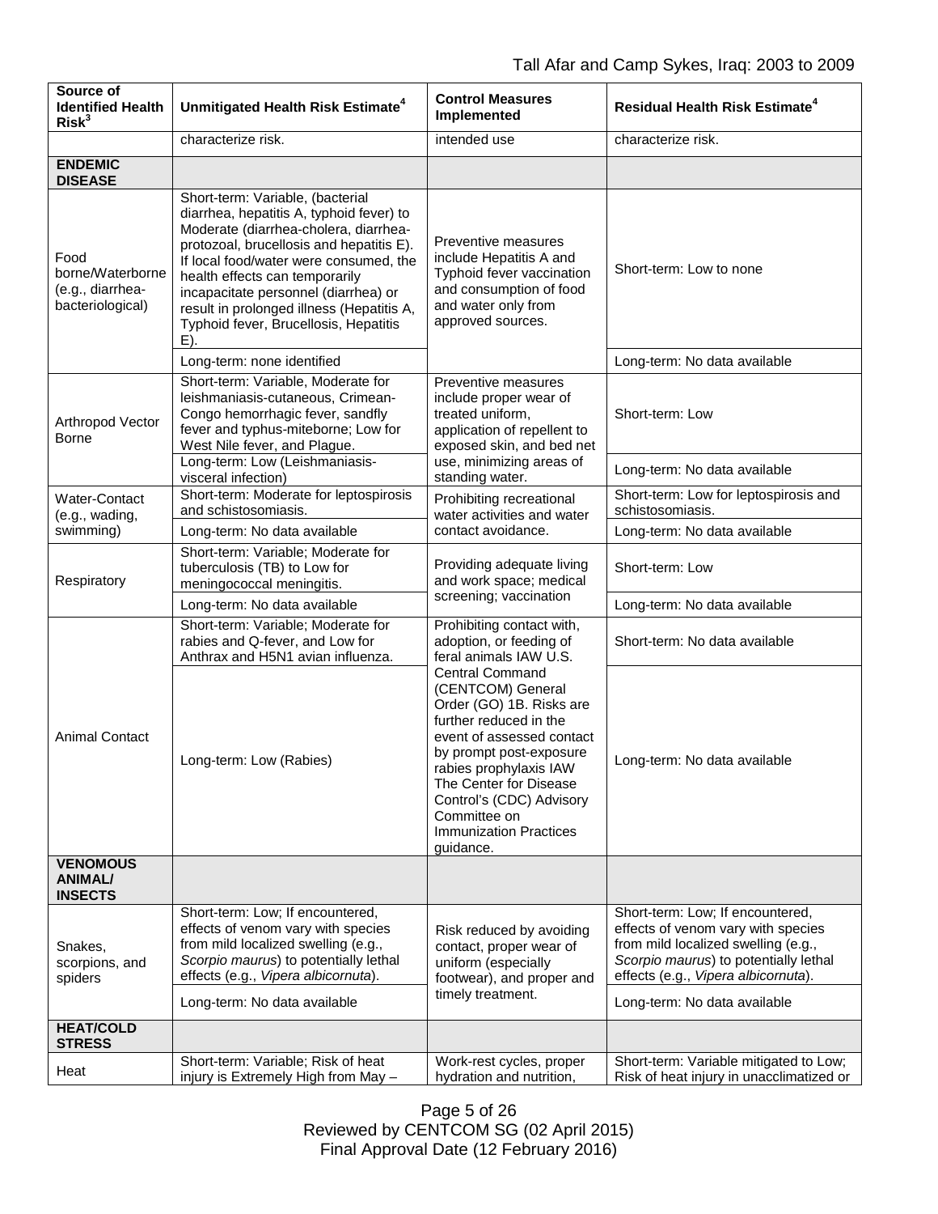| Source of Identified Health Risk[3] | Unmitigated Health Risk Estimate[4] | Control Measures Implemented | Residual Health Risk Estimate[4] |
|---|---|---|---|
| | characterize risk. | intended use | characterize risk. |
| **ENDEMIC DISEASE** | | | |
| Food borne/Waterborne (e.g., diarrhea-bacteriological) | Short-term: Variable, (bacterial diarrhea, hepatitis A, typhoid fever) to Moderate (diarrhea-cholera, diarrhea-protozoal, brucellosis and hepatitis E). If local food/water were consumed, the health effects can temporarily incapacitate personnel (diarrhea) or result in prolonged illness (Hepatitis A, Typhoid fever, Brucellosis, Hepatitis E). | Preventive measures include Hepatitis A and Typhoid fever vaccination and consumption of food and water only from approved sources. | Short-term: Low to none |
| | Long-term: none identified | | Long-term: No data available |
| Arthropod Vector Borne | Short-term: Variable, Moderate for leishmaniasis-cutaneous, Crimean-Congo hemorrhagic fever, sandfly fever and typhus-miteborne; Low for West Nile fever, and Plague. | Preventive measures include proper wear of treated uniform, application of repellent to exposed skin, and bed net use, minimizing areas of standing water. | Short-term: Low |
| | Long-term: Low (Leishmaniasis-visceral infection) | | Long-term: No data available |
| Water-Contact (e.g., wading, swimming) | Short-term: Moderate for leptospirosis and schistosomiasis. | Prohibiting recreational water activities and water contact avoidance. | Short-term: Low for leptospirosis and schistosomiasis. |
| | Long-term: No data available | | Long-term: No data available |
| Respiratory | Short-term: Variable; Moderate for tuberculosis (TB) to Low for meningococcal meningitis. | Providing adequate living and work space; medical screening; vaccination | Short-term: Low |
| | Long-term: No data available | | Long-term: No data available |
| Animal Contact | Short-term: Variable; Moderate for rabies and Q-fever, and Low for Anthrax and H5N1 avian influenza. | Prohibiting contact with, adoption, or feeding of feral animals IAW U.S. Central Command (CENTCOM) General Order (GO) 1B. Risks are further reduced in the event of assessed contact by prompt post-exposure rabies prophylaxis IAW The Center for Disease Control's (CDC) Advisory Committee on Immunization Practices guidance. | Short-term: No data available |
| | Long-term: Low (Rabies) | | Long-term: No data available |
| **VENOMOUS ANIMAL/ INSECTS** | | | |
| Snakes, scorpions, and spiders | Short-term: Low; If encountered, effects of venom vary with species from mild localized swelling (e.g., *Scorpio maurus*) to potentially lethal effects (e.g., *Vipera albicornuta*). | Risk reduced by avoiding contact, proper wear of uniform (especially footwear), and proper and timely treatment. | Short-term: Low; If encountered, effects of venom vary with species from mild localized swelling (e.g., *Scorpio maurus*) to potentially lethal effects (e.g., *Vipera albicornuta*). |
| | Long-term: No data available | | Long-term: No data available |
| **HEAT/COLD STRESS** | | | |
| Heat | Short-term: Variable; Risk of heat injury is Extremely High from May – | Work-rest cycles, proper hydration and nutrition, | Short-term: Variable mitigated to Low; Risk of heat injury in unacclimatized or |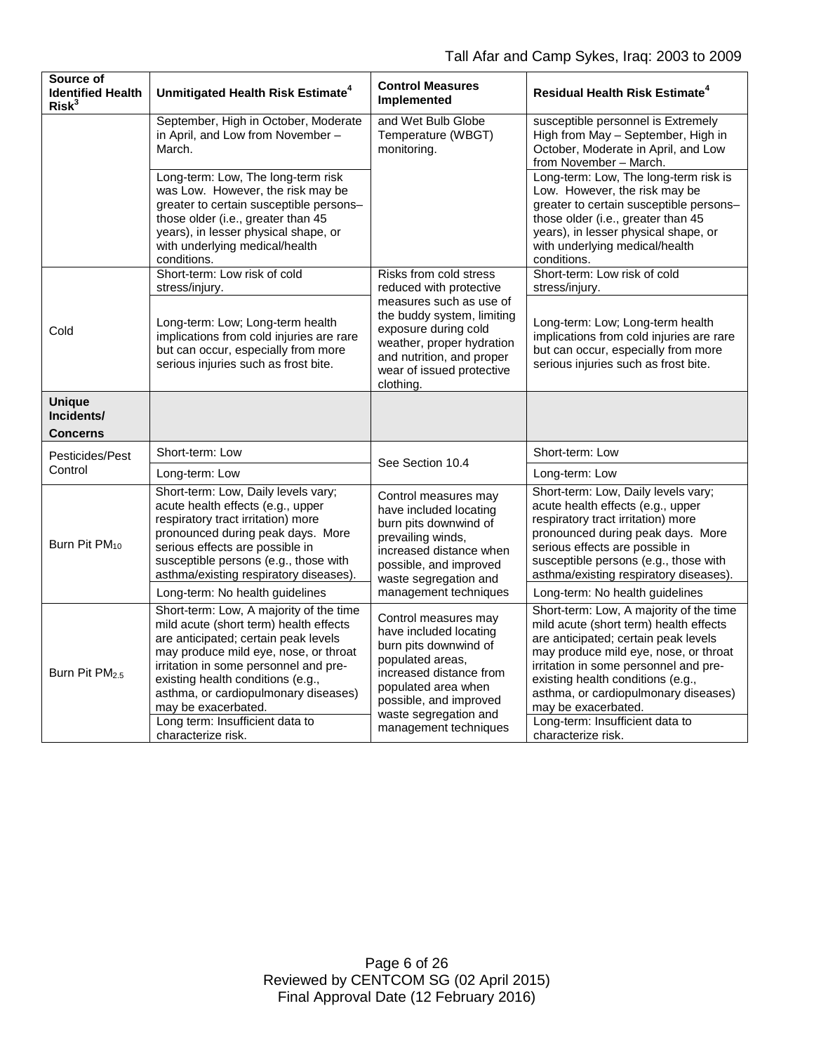| Source of Identified Health Risk[3] | Unmitigated Health Risk Estimate[4] | Control Measures Implemented | Residual Health Risk Estimate[4] |
|---|---|---|---|
| | September, High in October, Moderate in April, and Low from November – March. | and Wet Bulb Globe Temperature (WBGT) monitoring. | susceptible personnel is Extremely High from May – September, High in October, Moderate in April, and Low from November – March. |
| | Long-term: Low, The long-term risk was Low. However, the risk may be greater to certain susceptible persons–those older (i.e., greater than 45 years), in lesser physical shape, or with underlying medical/health conditions. | | Long-term: Low, The long-term risk is Low. However, the risk may be greater to certain susceptible persons–those older (i.e., greater than 45 years), in lesser physical shape, or with underlying medical/health conditions. |
| Cold | Short-term: Low risk of cold stress/injury. | Risks from cold stress reduced with protective measures such as use of the buddy system, limiting exposure during cold weather, proper hydration and nutrition, and proper wear of issued protective clothing. | Short-term: Low risk of cold stress/injury. |
| | Long-term: Low; Long-term health implications from cold injuries are rare but can occur, especially from more serious injuries such as frost bite. | | Long-term: Low; Long-term health implications from cold injuries are rare but can occur, especially from more serious injuries such as frost bite. |
| **Unique Incidents/ Concerns** | | | |
| Pesticides/Pest Control | Short-term: Low | See Section 10.4 | Short-term: Low |
| | Long-term: Low | | Long-term: Low |
| Burn Pit $PM_{10}$ | Short-term: Low, Daily levels vary; acute health effects (e.g., upper respiratory tract irritation) more pronounced during peak days. More serious effects are possible in susceptible persons (e.g., those with asthma/existing respiratory diseases). | Control measures may have included locating burn pits downwind of prevailing winds, increased distance when possible, and improved waste segregation and management techniques | Short-term: Low, Daily levels vary; acute health effects (e.g., upper respiratory tract irritation) more pronounced during peak days. More serious effects are possible in susceptible persons (e.g., those with asthma/existing respiratory diseases). |
| | Long-term: No health guidelines | | Long-term: No health guidelines |
| Burn Pit $PM_{2.5}$ | Short-term: Low, A majority of the time mild acute (short term) health effects are anticipated; certain peak levels may produce mild eye, nose, or throat irritation in some personnel and pre-existing health conditions (e.g., asthma, or cardiopulmonary diseases) may be exacerbated. | Control measures may have included locating burn pits downwind of populated areas, increased distance from populated area when possible, and improved waste segregation and management techniques | Short-term: Low, A majority of the time mild acute (short term) health effects are anticipated; certain peak levels may produce mild eye, nose, or throat irritation in some personnel and pre-existing health conditions (e.g., asthma, or cardiopulmonary diseases) may be exacerbated. |
| | Long term: Insufficient data to characterize risk. | | Long-term: Insufficient data to characterize risk. |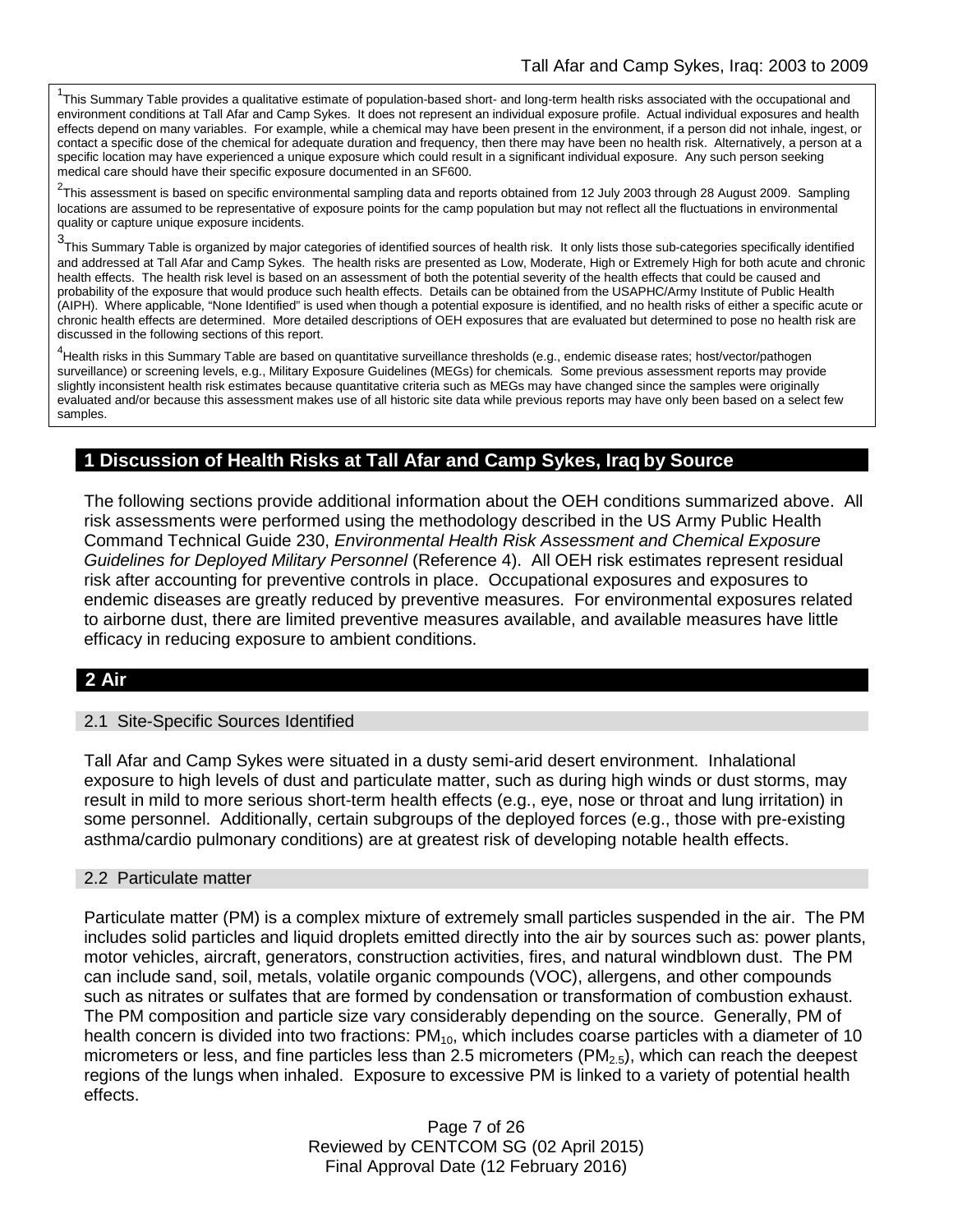[1]This Summary Table provides a qualitative estimate of population-based short- and long-term health risks associated with the occupational and environment conditions at Tall Afar and Camp Sykes. It does not represent an individual exposure profile. Actual individual exposures and health effects depend on many variables. For example, while a chemical may have been present in the environment, if a person did not inhale, ingest, or contact a specific dose of the chemical for adequate duration and frequency, then there may have been no health risk. Alternatively, a person at a specific location may have experienced a unique exposure which could result in a significant individual exposure. Any such person seeking medical care should have their specific exposure documented in an SF600.

[2]This assessment is based on specific environmental sampling data and reports obtained from 12 July 2003 through 28 August 2009. Sampling locations are assumed to be representative of exposure points for the camp population but may not reflect all the fluctuations in environmental quality or capture unique exposure incidents.

[3]This Summary Table is organized by major categories of identified sources of health risk. It only lists those sub-categories specifically identified and addressed at Tall Afar and Camp Sykes. The health risks are presented as Low, Moderate, High or Extremely High for both acute and chronic health effects. The health risk level is based on an assessment of both the potential severity of the health effects that could be caused and probability of the exposure that would produce such health effects. Details can be obtained from the USAPHC/Army Institute of Public Health (AIPH). Where applicable, "None Identified" is used when though a potential exposure is identified, and no health risks of either a specific acute or chronic health effects are determined. More detailed descriptions of OEH exposures that are evaluated but determined to pose no health risk are discussed in the following sections of this report.

[4]Health risks in this Summary Table are based on quantitative surveillance thresholds (e.g., endemic disease rates; host/vector/pathogen surveillance) or screening levels, e.g., Military Exposure Guidelines (MEGs) for chemicals. Some previous assessment reports may provide slightly inconsistent health risk estimates because quantitative criteria such as MEGs may have changed since the samples were originally evaluated and/or because this assessment makes use of all historic site data while previous reports may have only been based on a select few samples.

# 1 Discussion of Health Risks at Tall Afar and Camp Sykes, Iraq by Source

The following sections provide additional information about the OEH conditions summarized above. All risk assessments were performed using the methodology described in the US Army Public Health Command Technical Guide 230, *Environmental Health Risk Assessment and Chemical Exposure Guidelines for Deployed Military Personnel* (Reference 4). All OEH risk estimates represent residual risk after accounting for preventive controls in place. Occupational exposures and exposures to endemic diseases are greatly reduced by preventive measures. For environmental exposures related to airborne dust, there are limited preventive measures available, and available measures have little efficacy in reducing exposure to ambient conditions.

# 2 Air

## 2.1 Site-Specific Sources Identified

Tall Afar and Camp Sykes were situated in a dusty semi-arid desert environment. Inhalational exposure to high levels of dust and particulate matter, such as during high winds or dust storms, may result in mild to more serious short-term health effects (e.g., eye, nose or throat and lung irritation) in some personnel. Additionally, certain subgroups of the deployed forces (e.g., those with pre-existing asthma/cardio pulmonary conditions) are at greatest risk of developing notable health effects.

## 2.2 Particulate matter

Particulate matter (PM) is a complex mixture of extremely small particles suspended in the air. The PM includes solid particles and liquid droplets emitted directly into the air by sources such as: power plants, motor vehicles, aircraft, generators, construction activities, fires, and natural windblown dust. The PM can include sand, soil, metals, volatile organic compounds (VOC), allergens, and other compounds such as nitrates or sulfates that are formed by condensation or transformation of combustion exhaust. The PM composition and particle size vary considerably depending on the source. Generally, PM of health concern is divided into two fractions: $PM_{10}$, which includes coarse particles with a diameter of 10 micrometers or less, and fine particles less than 2.5 micrometers ($PM_{2.5}$), which can reach the deepest regions of the lungs when inhaled. Exposure to excessive PM is linked to a variety of potential health effects.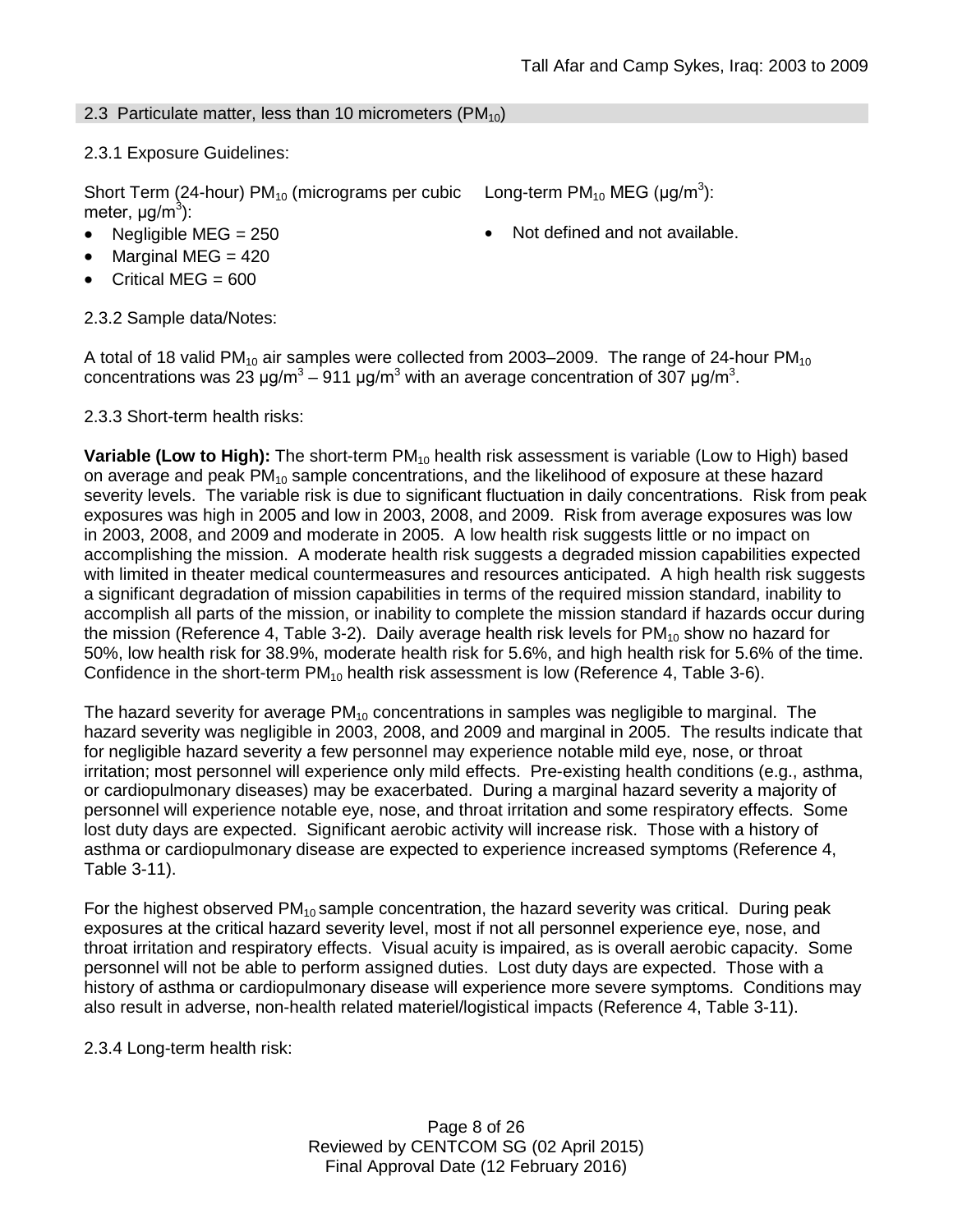### 2.3 Particulate matter, less than 10 micrometers ($PM_{10}$)

2.3.1 Exposure Guidelines:

Short Term (24-hour) $PM_{10}$ (micrograms per cubic meter, $\mu g/m^3$):

- Negligible MEG = 250
- Marginal MEG = 420
- Critical MEG = 600

Long-term $PM_{10}$ MEG ($\mu g/m^3$):

- Not defined and not available.

2.3.2 Sample data/Notes:

A total of 18 valid $PM_{10}$ air samples were collected from 2003–2009. The range of 24-hour $PM_{10}$ concentrations was 23 $\mu g/m^3$ – 911 $\mu g/m^3$ with an average concentration of 307 $\mu g/m^3$.

2.3.3 Short-term health risks:

**Variable (Low to High):** The short-term $PM_{10}$ health risk assessment is variable (Low to High) based on average and peak $PM_{10}$ sample concentrations, and the likelihood of exposure at these hazard severity levels. The variable risk is due to significant fluctuation in daily concentrations. Risk from peak exposures was high in 2005 and low in 2003, 2008, and 2009. Risk from average exposures was low in 2003, 2008, and 2009 and moderate in 2005. A low health risk suggests little or no impact on accomplishing the mission. A moderate health risk suggests a degraded mission capabilities expected with limited in theater medical countermeasures and resources anticipated. A high health risk suggests a significant degradation of mission capabilities in terms of the required mission standard, inability to accomplish all parts of the mission, or inability to complete the mission standard if hazards occur during the mission (Reference 4, Table 3-2). Daily average health risk levels for $PM_{10}$ show no hazard for 50%, low health risk for 38.9%, moderate health risk for 5.6%, and high health risk for 5.6% of the time. Confidence in the short-term $PM_{10}$ health risk assessment is low (Reference 4, Table 3-6).

The hazard severity for average $PM_{10}$ concentrations in samples was negligible to marginal. The hazard severity was negligible in 2003, 2008, and 2009 and marginal in 2005. The results indicate that for negligible hazard severity a few personnel may experience notable mild eye, nose, or throat irritation; most personnel will experience only mild effects. Pre-existing health conditions (e.g., asthma, or cardiopulmonary diseases) may be exacerbated. During a marginal hazard severity a majority of personnel will experience notable eye, nose, and throat irritation and some respiratory effects. Some lost duty days are expected. Significant aerobic activity will increase risk. Those with a history of asthma or cardiopulmonary disease are expected to experience increased symptoms (Reference 4, Table 3-11).

For the highest observed $PM_{10}$ sample concentration, the hazard severity was critical. During peak exposures at the critical hazard severity level, most if not all personnel experience eye, nose, and throat irritation and respiratory effects. Visual acuity is impaired, as is overall aerobic capacity. Some personnel will not be able to perform assigned duties. Lost duty days are expected. Those with a history of asthma or cardiopulmonary disease will experience more severe symptoms. Conditions may also result in adverse, non-health related materiel/logistical impacts (Reference 4, Table 3-11).

2.3.4 Long-term health risk: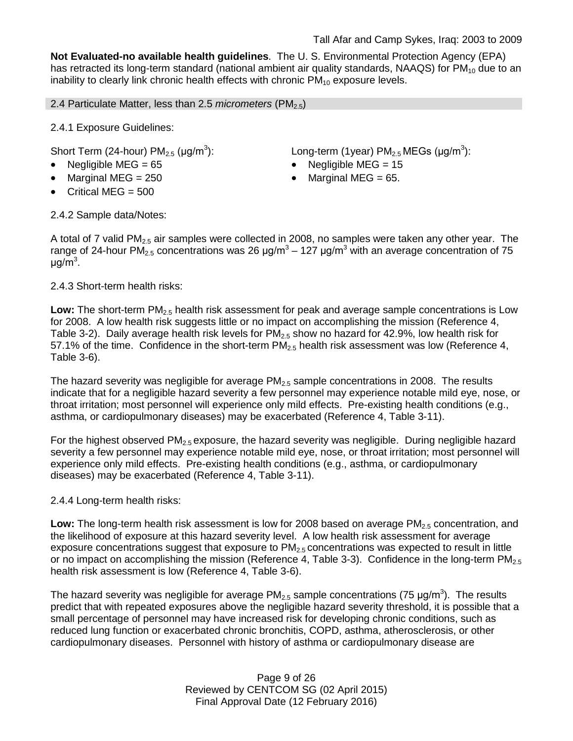**Not Evaluated-no available health guidelines**. The U. S. Environmental Protection Agency (EPA) has retracted its long-term standard (national ambient air quality standards, NAAQS) for $PM_{10}$ due to an inability to clearly link chronic health effects with chronic $PM_{10}$ exposure levels.

## 2.4 Particulate Matter, less than 2.5 *micrometers* ($PM_{2.5}$)

2.4.1 Exposure Guidelines:

Short Term (24-hour) $PM_{2.5}$ (μg/m$^3$):

- Negligible MEG = 65
- Marginal MEG = 250
- Critical MEG = 500

Long-term (1year) $PM_{2.5}$ MEGs (μg/m$^3$):

- Negligible MEG = 15
- Marginal MEG = 65.

2.4.2 Sample data/Notes:

A total of 7 valid $PM_{2.5}$ air samples were collected in 2008, no samples were taken any other year. The range of 24-hour $PM_{2.5}$ concentrations was 26 μg/m$^3$ – 127 μg/m$^3$ with an average concentration of 75 μg/m$^3$.

2.4.3 Short-term health risks:

**Low:** The short-term $PM_{2.5}$ health risk assessment for peak and average sample concentrations is Low for 2008. A low health risk suggests little or no impact on accomplishing the mission (Reference 4, Table 3-2). Daily average health risk levels for $PM_{2.5}$ show no hazard for 42.9%, low health risk for 57.1% of the time. Confidence in the short-term $PM_{2.5}$ health risk assessment was low (Reference 4, Table 3-6).

The hazard severity was negligible for average $PM_{2.5}$ sample concentrations in 2008. The results indicate that for a negligible hazard severity a few personnel may experience notable mild eye, nose, or throat irritation; most personnel will experience only mild effects. Pre-existing health conditions (e.g., asthma, or cardiopulmonary diseases) may be exacerbated (Reference 4, Table 3-11).

For the highest observed $PM_{2.5}$ exposure, the hazard severity was negligible. During negligible hazard severity a few personnel may experience notable mild eye, nose, or throat irritation; most personnel will experience only mild effects. Pre-existing health conditions (e.g., asthma, or cardiopulmonary diseases) may be exacerbated (Reference 4, Table 3-11).

2.4.4 Long-term health risks:

**Low:** The long-term health risk assessment is low for 2008 based on average $PM_{2.5}$ concentration, and the likelihood of exposure at this hazard severity level. A low health risk assessment for average exposure concentrations suggest that exposure to $PM_{2.5}$ concentrations was expected to result in little or no impact on accomplishing the mission (Reference 4, Table 3-3). Confidence in the long-term $PM_{2.5}$ health risk assessment is low (Reference 4, Table 3-6).

The hazard severity was negligible for average $PM_{2.5}$ sample concentrations (75 μg/m$^3$). The results predict that with repeated exposures above the negligible hazard severity threshold, it is possible that a small percentage of personnel may have increased risk for developing chronic conditions, such as reduced lung function or exacerbated chronic bronchitis, COPD, asthma, atherosclerosis, or other cardiopulmonary diseases. Personnel with history of asthma or cardiopulmonary disease are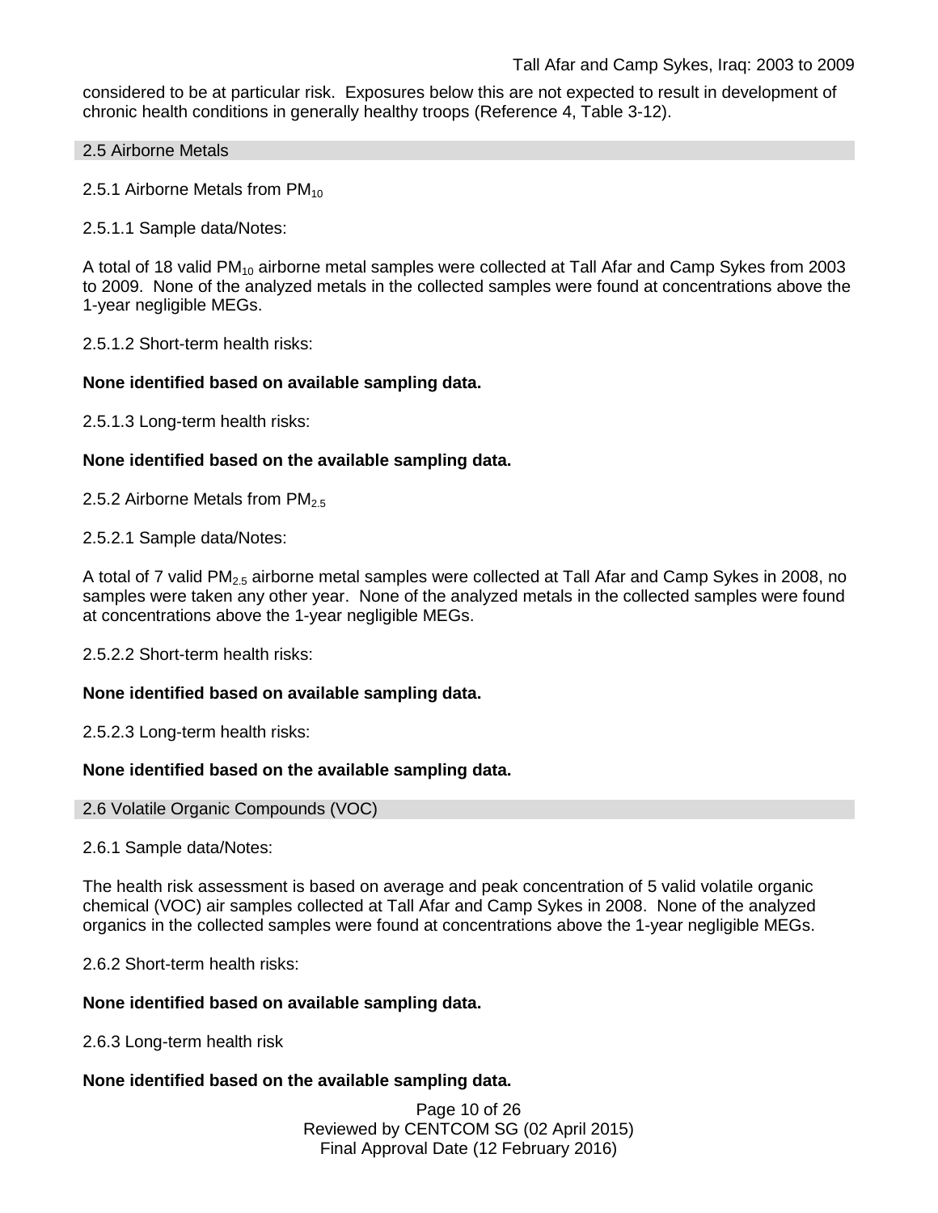considered to be at particular risk. Exposures below this are not expected to result in development of chronic health conditions in generally healthy troops (Reference 4, Table 3-12).

## 2.5 Airborne Metals

### 2.5.1 Airborne Metals from $PM_{10}$

2.5.1.1 Sample data/Notes:

A total of 18 valid $PM_{10}$ airborne metal samples were collected at Tall Afar and Camp Sykes from 2003 to 2009. None of the analyzed metals in the collected samples were found at concentrations above the 1-year negligible MEGs.

2.5.1.2 Short-term health risks:

**None identified based on available sampling data.**

2.5.1.3 Long-term health risks:

**None identified based on the available sampling data.**

### 2.5.2 Airborne Metals from $PM_{2.5}$

2.5.2.1 Sample data/Notes:

A total of 7 valid $PM_{2.5}$ airborne metal samples were collected at Tall Afar and Camp Sykes in 2008, no samples were taken any other year. None of the analyzed metals in the collected samples were found at concentrations above the 1-year negligible MEGs.

2.5.2.2 Short-term health risks:

**None identified based on available sampling data.**

2.5.2.3 Long-term health risks:

**None identified based on the available sampling data.**

## 2.6 Volatile Organic Compounds (VOC)

2.6.1 Sample data/Notes:

The health risk assessment is based on average and peak concentration of 5 valid volatile organic chemical (VOC) air samples collected at Tall Afar and Camp Sykes in 2008. None of the analyzed organics in the collected samples were found at concentrations above the 1-year negligible MEGs.

2.6.2 Short-term health risks:

**None identified based on available sampling data.**

2.6.3 Long-term health risk

**None identified based on the available sampling data.**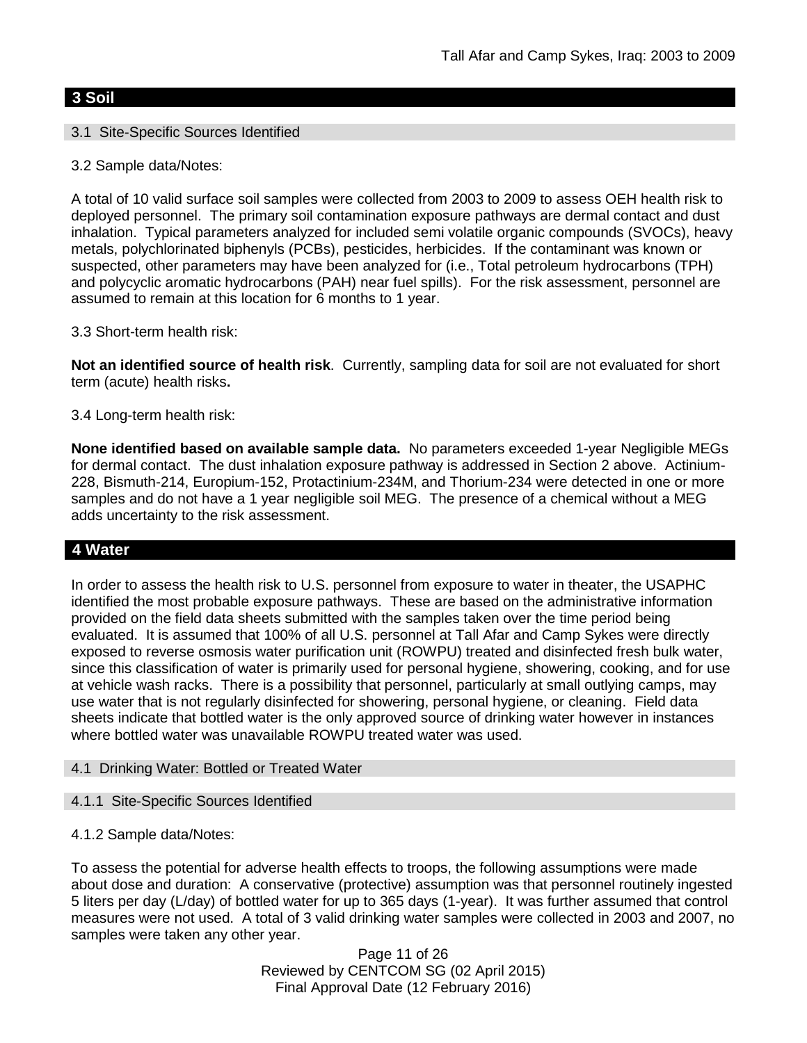## 3 Soil

### 3.1 Site-Specific Sources Identified

3.2 Sample data/Notes:

A total of 10 valid surface soil samples were collected from 2003 to 2009 to assess OEH health risk to deployed personnel. The primary soil contamination exposure pathways are dermal contact and dust inhalation. Typical parameters analyzed for included semi volatile organic compounds (SVOCs), heavy metals, polychlorinated biphenyls (PCBs), pesticides, herbicides. If the contaminant was known or suspected, other parameters may have been analyzed for (i.e., Total petroleum hydrocarbons (TPH) and polycyclic aromatic hydrocarbons (PAH) near fuel spills). For the risk assessment, personnel are assumed to remain at this location for 6 months to 1 year.

3.3 Short-term health risk:

**Not an identified source of health risk**. Currently, sampling data for soil are not evaluated for short term (acute) health risks**.**

3.4 Long-term health risk:

**None identified based on available sample data.** No parameters exceeded 1-year Negligible MEGs for dermal contact. The dust inhalation exposure pathway is addressed in Section 2 above. Actinium-228, Bismuth-214, Europium-152, Protactinium-234M, and Thorium-234 were detected in one or more samples and do not have a 1 year negligible soil MEG. The presence of a chemical without a MEG adds uncertainty to the risk assessment.

## 4 Water

In order to assess the health risk to U.S. personnel from exposure to water in theater, the USAPHC identified the most probable exposure pathways. These are based on the administrative information provided on the field data sheets submitted with the samples taken over the time period being evaluated. It is assumed that 100% of all U.S. personnel at Tall Afar and Camp Sykes were directly exposed to reverse osmosis water purification unit (ROWPU) treated and disinfected fresh bulk water, since this classification of water is primarily used for personal hygiene, showering, cooking, and for use at vehicle wash racks. There is a possibility that personnel, particularly at small outlying camps, may use water that is not regularly disinfected for showering, personal hygiene, or cleaning. Field data sheets indicate that bottled water is the only approved source of drinking water however in instances where bottled water was unavailable ROWPU treated water was used.

### 4.1 Drinking Water: Bottled or Treated Water

#### 4.1.1 Site-Specific Sources Identified

4.1.2 Sample data/Notes:

To assess the potential for adverse health effects to troops, the following assumptions were made about dose and duration: A conservative (protective) assumption was that personnel routinely ingested 5 liters per day (L/day) of bottled water for up to 365 days (1-year). It was further assumed that control measures were not used. A total of 3 valid drinking water samples were collected in 2003 and 2007, no samples were taken any other year.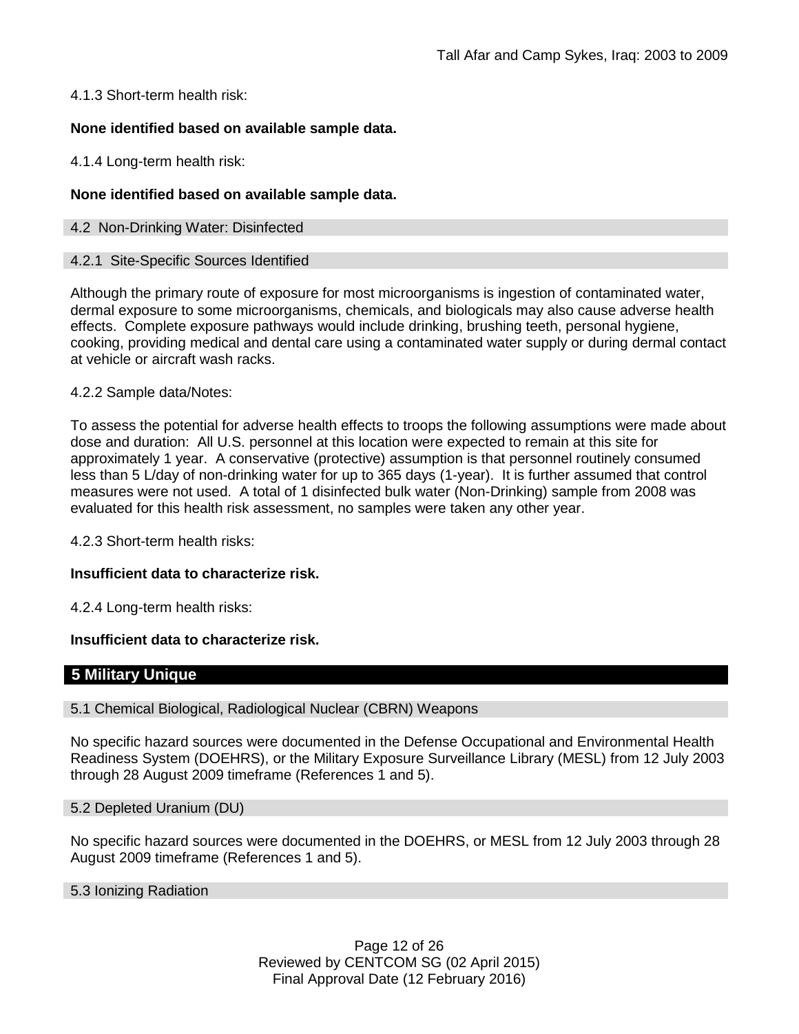4.1.3 Short-term health risk:

**None identified based on available sample data.**

4.1.4 Long-term health risk:

**None identified based on available sample data.**

### 4.2 Non-Drinking Water: Disinfected

#### 4.2.1 Site-Specific Sources Identified

Although the primary route of exposure for most microorganisms is ingestion of contaminated water, dermal exposure to some microorganisms, chemicals, and biologicals may also cause adverse health effects. Complete exposure pathways would include drinking, brushing teeth, personal hygiene, cooking, providing medical and dental care using a contaminated water supply or during dermal contact at vehicle or aircraft wash racks.

4.2.2 Sample data/Notes:

To assess the potential for adverse health effects to troops the following assumptions were made about dose and duration: All U.S. personnel at this location were expected to remain at this site for approximately 1 year. A conservative (protective) assumption is that personnel routinely consumed less than 5 L/day of non-drinking water for up to 365 days (1-year). It is further assumed that control measures were not used. A total of 1 disinfected bulk water (Non-Drinking) sample from 2008 was evaluated for this health risk assessment, no samples were taken any other year.

4.2.3 Short-term health risks:

**Insufficient data to characterize risk.**

4.2.4 Long-term health risks:

**Insufficient data to characterize risk.**

## 5 Military Unique

### 5.1 Chemical Biological, Radiological Nuclear (CBRN) Weapons

No specific hazard sources were documented in the Defense Occupational and Environmental Health Readiness System (DOEHRS), or the Military Exposure Surveillance Library (MESL) from 12 July 2003 through 28 August 2009 timeframe (References 1 and 5).

### 5.2 Depleted Uranium (DU)

No specific hazard sources were documented in the DOEHRS, or MESL from 12 July 2003 through 28 August 2009 timeframe (References 1 and 5).

### 5.3 Ionizing Radiation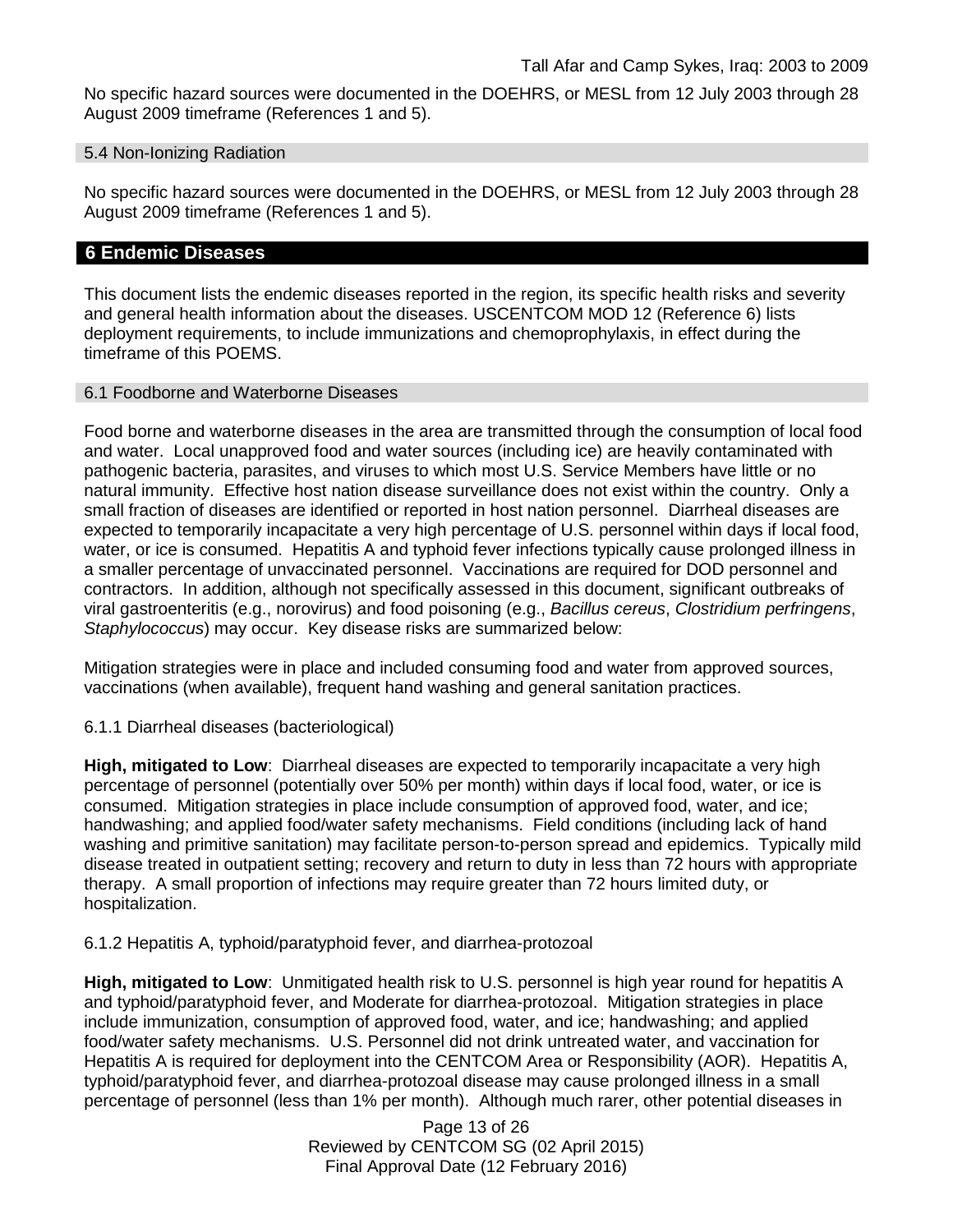No specific hazard sources were documented in the DOEHRS, or MESL from 12 July 2003 through 28 August 2009 timeframe (References 1 and 5).

### 5.4 Non-Ionizing Radiation

No specific hazard sources were documented in the DOEHRS, or MESL from 12 July 2003 through 28 August 2009 timeframe (References 1 and 5).

## 6 Endemic Diseases

This document lists the endemic diseases reported in the region, its specific health risks and severity and general health information about the diseases. USCENTCOM MOD 12 (Reference 6) lists deployment requirements, to include immunizations and chemoprophylaxis, in effect during the timeframe of this POEMS.

### 6.1 Foodborne and Waterborne Diseases

Food borne and waterborne diseases in the area are transmitted through the consumption of local food and water. Local unapproved food and water sources (including ice) are heavily contaminated with pathogenic bacteria, parasites, and viruses to which most U.S. Service Members have little or no natural immunity. Effective host nation disease surveillance does not exist within the country. Only a small fraction of diseases are identified or reported in host nation personnel. Diarrheal diseases are expected to temporarily incapacitate a very high percentage of U.S. personnel within days if local food, water, or ice is consumed. Hepatitis A and typhoid fever infections typically cause prolonged illness in a smaller percentage of unvaccinated personnel. Vaccinations are required for DOD personnel and contractors. In addition, although not specifically assessed in this document, significant outbreaks of viral gastroenteritis (e.g., norovirus) and food poisoning (e.g., *Bacillus cereus*, *Clostridium perfringens*, *Staphylococcus*) may occur. Key disease risks are summarized below:

Mitigation strategies were in place and included consuming food and water from approved sources, vaccinations (when available), frequent hand washing and general sanitation practices.

#### 6.1.1 Diarrheal diseases (bacteriological)

**High, mitigated to Low**: Diarrheal diseases are expected to temporarily incapacitate a very high percentage of personnel (potentially over 50% per month) within days if local food, water, or ice is consumed. Mitigation strategies in place include consumption of approved food, water, and ice; handwashing; and applied food/water safety mechanisms. Field conditions (including lack of hand washing and primitive sanitation) may facilitate person-to-person spread and epidemics. Typically mild disease treated in outpatient setting; recovery and return to duty in less than 72 hours with appropriate therapy. A small proportion of infections may require greater than 72 hours limited duty, or hospitalization.

#### 6.1.2 Hepatitis A, typhoid/paratyphoid fever, and diarrhea-protozoal

**High, mitigated to Low**: Unmitigated health risk to U.S. personnel is high year round for hepatitis A and typhoid/paratyphoid fever, and Moderate for diarrhea-protozoal. Mitigation strategies in place include immunization, consumption of approved food, water, and ice; handwashing; and applied food/water safety mechanisms. U.S. Personnel did not drink untreated water, and vaccination for Hepatitis A is required for deployment into the CENTCOM Area or Responsibility (AOR). Hepatitis A, typhoid/paratyphoid fever, and diarrhea-protozoal disease may cause prolonged illness in a small percentage of personnel (less than 1% per month). Although much rarer, other potential diseases in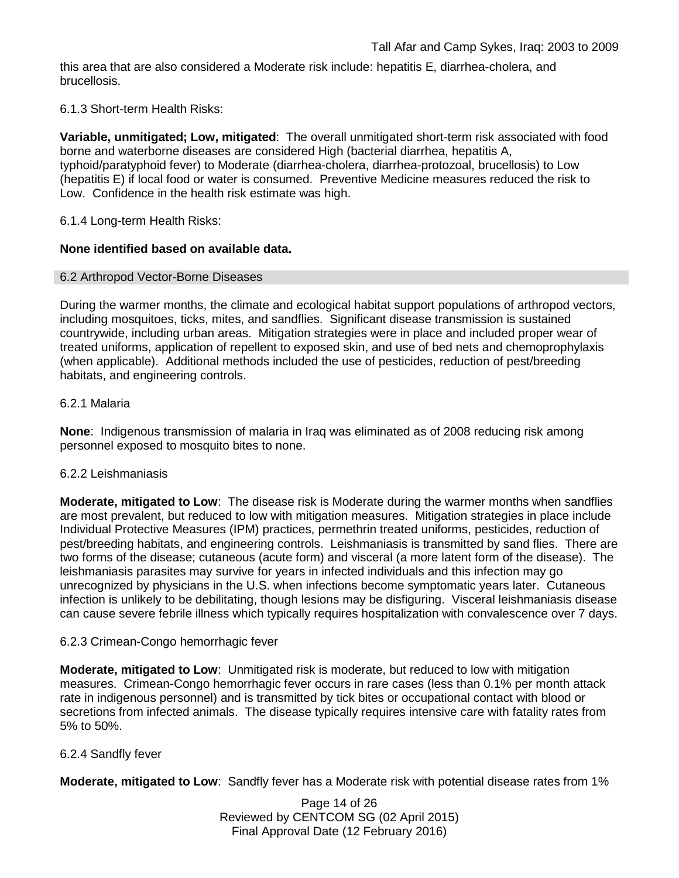this area that are also considered a Moderate risk include: hepatitis E, diarrhea-cholera, and brucellosis.

6.1.3 Short-term Health Risks:

**Variable, unmitigated; Low, mitigated**: The overall unmitigated short-term risk associated with food borne and waterborne diseases are considered High (bacterial diarrhea, hepatitis A, typhoid/paratyphoid fever) to Moderate (diarrhea-cholera, diarrhea-protozoal, brucellosis) to Low (hepatitis E) if local food or water is consumed. Preventive Medicine measures reduced the risk to Low. Confidence in the health risk estimate was high.

6.1.4 Long-term Health Risks:

**None identified based on available data.**

## 6.2 Arthropod Vector-Borne Diseases

During the warmer months, the climate and ecological habitat support populations of arthropod vectors, including mosquitoes, ticks, mites, and sandflies. Significant disease transmission is sustained countrywide, including urban areas. Mitigation strategies were in place and included proper wear of treated uniforms, application of repellent to exposed skin, and use of bed nets and chemoprophylaxis (when applicable). Additional methods included the use of pesticides, reduction of pest/breeding habitats, and engineering controls.

6.2.1 Malaria

**None**: Indigenous transmission of malaria in Iraq was eliminated as of 2008 reducing risk among personnel exposed to mosquito bites to none.

6.2.2 Leishmaniasis

**Moderate, mitigated to Low**: The disease risk is Moderate during the warmer months when sandflies are most prevalent, but reduced to low with mitigation measures. Mitigation strategies in place include Individual Protective Measures (IPM) practices, permethrin treated uniforms, pesticides, reduction of pest/breeding habitats, and engineering controls. Leishmaniasis is transmitted by sand flies. There are two forms of the disease; cutaneous (acute form) and visceral (a more latent form of the disease). The leishmaniasis parasites may survive for years in infected individuals and this infection may go unrecognized by physicians in the U.S. when infections become symptomatic years later. Cutaneous infection is unlikely to be debilitating, though lesions may be disfiguring. Visceral leishmaniasis disease can cause severe febrile illness which typically requires hospitalization with convalescence over 7 days.

6.2.3 Crimean-Congo hemorrhagic fever

**Moderate, mitigated to Low**: Unmitigated risk is moderate, but reduced to low with mitigation measures. Crimean-Congo hemorrhagic fever occurs in rare cases (less than 0.1% per month attack rate in indigenous personnel) and is transmitted by tick bites or occupational contact with blood or secretions from infected animals. The disease typically requires intensive care with fatality rates from 5% to 50%.

6.2.4 Sandfly fever

**Moderate, mitigated to Low**: Sandfly fever has a Moderate risk with potential disease rates from 1%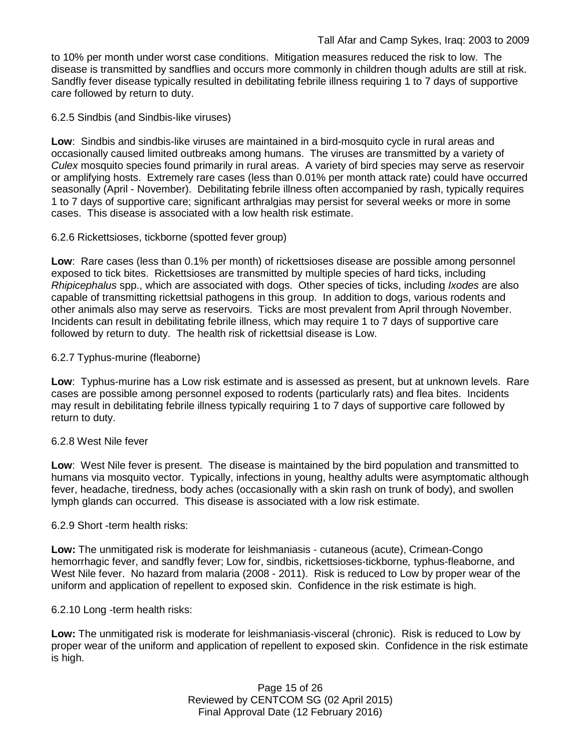to 10% per month under worst case conditions. Mitigation measures reduced the risk to low. The disease is transmitted by sandflies and occurs more commonly in children though adults are still at risk. Sandfly fever disease typically resulted in debilitating febrile illness requiring 1 to 7 days of supportive care followed by return to duty.

6.2.5 Sindbis (and Sindbis-like viruses)

**Low**: Sindbis and sindbis-like viruses are maintained in a bird-mosquito cycle in rural areas and occasionally caused limited outbreaks among humans. The viruses are transmitted by a variety of *Culex* mosquito species found primarily in rural areas. A variety of bird species may serve as reservoir or amplifying hosts. Extremely rare cases (less than 0.01% per month attack rate) could have occurred seasonally (April - November). Debilitating febrile illness often accompanied by rash, typically requires 1 to 7 days of supportive care; significant arthralgias may persist for several weeks or more in some cases. This disease is associated with a low health risk estimate.

6.2.6 Rickettsioses, tickborne (spotted fever group)

**Low**: Rare cases (less than 0.1% per month) of rickettsioses disease are possible among personnel exposed to tick bites. Rickettsioses are transmitted by multiple species of hard ticks, including *Rhipicephalus* spp., which are associated with dogs. Other species of ticks, including *Ixodes* are also capable of transmitting rickettsial pathogens in this group. In addition to dogs, various rodents and other animals also may serve as reservoirs. Ticks are most prevalent from April through November. Incidents can result in debilitating febrile illness, which may require 1 to 7 days of supportive care followed by return to duty. The health risk of rickettsial disease is Low.

6.2.7 Typhus-murine (fleaborne)

**Low**: Typhus-murine has a Low risk estimate and is assessed as present, but at unknown levels. Rare cases are possible among personnel exposed to rodents (particularly rats) and flea bites. Incidents may result in debilitating febrile illness typically requiring 1 to 7 days of supportive care followed by return to duty.

6.2.8 West Nile fever

**Low**: West Nile fever is present. The disease is maintained by the bird population and transmitted to humans via mosquito vector. Typically, infections in young, healthy adults were asymptomatic although fever, headache, tiredness, body aches (occasionally with a skin rash on trunk of body), and swollen lymph glands can occurred. This disease is associated with a low risk estimate.

6.2.9 Short -term health risks:

**Low:** The unmitigated risk is moderate for leishmaniasis - cutaneous (acute), Crimean-Congo hemorrhagic fever, and sandfly fever; Low for, sindbis, rickettsioses-tickborne*,* typhus-fleaborne, and West Nile fever. No hazard from malaria (2008 - 2011). Risk is reduced to Low by proper wear of the uniform and application of repellent to exposed skin. Confidence in the risk estimate is high.

6.2.10 Long -term health risks:

**Low:** The unmitigated risk is moderate for leishmaniasis-visceral (chronic). Risk is reduced to Low by proper wear of the uniform and application of repellent to exposed skin. Confidence in the risk estimate is high.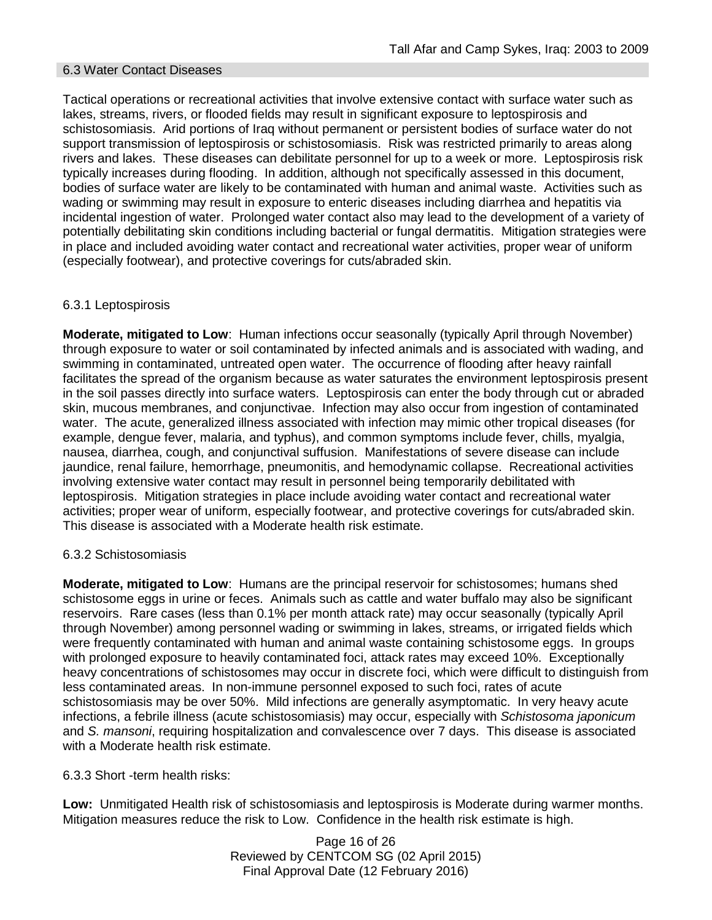### 6.3 Water Contact Diseases

Tactical operations or recreational activities that involve extensive contact with surface water such as lakes, streams, rivers, or flooded fields may result in significant exposure to leptospirosis and schistosomiasis. Arid portions of Iraq without permanent or persistent bodies of surface water do not support transmission of leptospirosis or schistosomiasis. Risk was restricted primarily to areas along rivers and lakes. These diseases can debilitate personnel for up to a week or more. Leptospirosis risk typically increases during flooding. In addition, although not specifically assessed in this document, bodies of surface water are likely to be contaminated with human and animal waste. Activities such as wading or swimming may result in exposure to enteric diseases including diarrhea and hepatitis via incidental ingestion of water. Prolonged water contact also may lead to the development of a variety of potentially debilitating skin conditions including bacterial or fungal dermatitis. Mitigation strategies were in place and included avoiding water contact and recreational water activities, proper wear of uniform (especially footwear), and protective coverings for cuts/abraded skin.

#### 6.3.1 Leptospirosis

**Moderate, mitigated to Low**: Human infections occur seasonally (typically April through November) through exposure to water or soil contaminated by infected animals and is associated with wading, and swimming in contaminated, untreated open water. The occurrence of flooding after heavy rainfall facilitates the spread of the organism because as water saturates the environment leptospirosis present in the soil passes directly into surface waters. Leptospirosis can enter the body through cut or abraded skin, mucous membranes, and conjunctivae. Infection may also occur from ingestion of contaminated water. The acute, generalized illness associated with infection may mimic other tropical diseases (for example, dengue fever, malaria, and typhus), and common symptoms include fever, chills, myalgia, nausea, diarrhea, cough, and conjunctival suffusion. Manifestations of severe disease can include jaundice, renal failure, hemorrhage, pneumonitis, and hemodynamic collapse. Recreational activities involving extensive water contact may result in personnel being temporarily debilitated with leptospirosis. Mitigation strategies in place include avoiding water contact and recreational water activities; proper wear of uniform, especially footwear, and protective coverings for cuts/abraded skin. This disease is associated with a Moderate health risk estimate.

#### 6.3.2 Schistosomiasis

**Moderate, mitigated to Low**: Humans are the principal reservoir for schistosomes; humans shed schistosome eggs in urine or feces. Animals such as cattle and water buffalo may also be significant reservoirs. Rare cases (less than 0.1% per month attack rate) may occur seasonally (typically April through November) among personnel wading or swimming in lakes, streams, or irrigated fields which were frequently contaminated with human and animal waste containing schistosome eggs. In groups with prolonged exposure to heavily contaminated foci, attack rates may exceed 10%. Exceptionally heavy concentrations of schistosomes may occur in discrete foci, which were difficult to distinguish from less contaminated areas. In non-immune personnel exposed to such foci, rates of acute schistosomiasis may be over 50%. Mild infections are generally asymptomatic. In very heavy acute infections, a febrile illness (acute schistosomiasis) may occur, especially with *Schistosoma japonicum* and *S. mansoni*, requiring hospitalization and convalescence over 7 days. This disease is associated with a Moderate health risk estimate.

#### 6.3.3 Short -term health risks:

**Low:** Unmitigated Health risk of schistosomiasis and leptospirosis is Moderate during warmer months. Mitigation measures reduce the risk to Low. Confidence in the health risk estimate is high.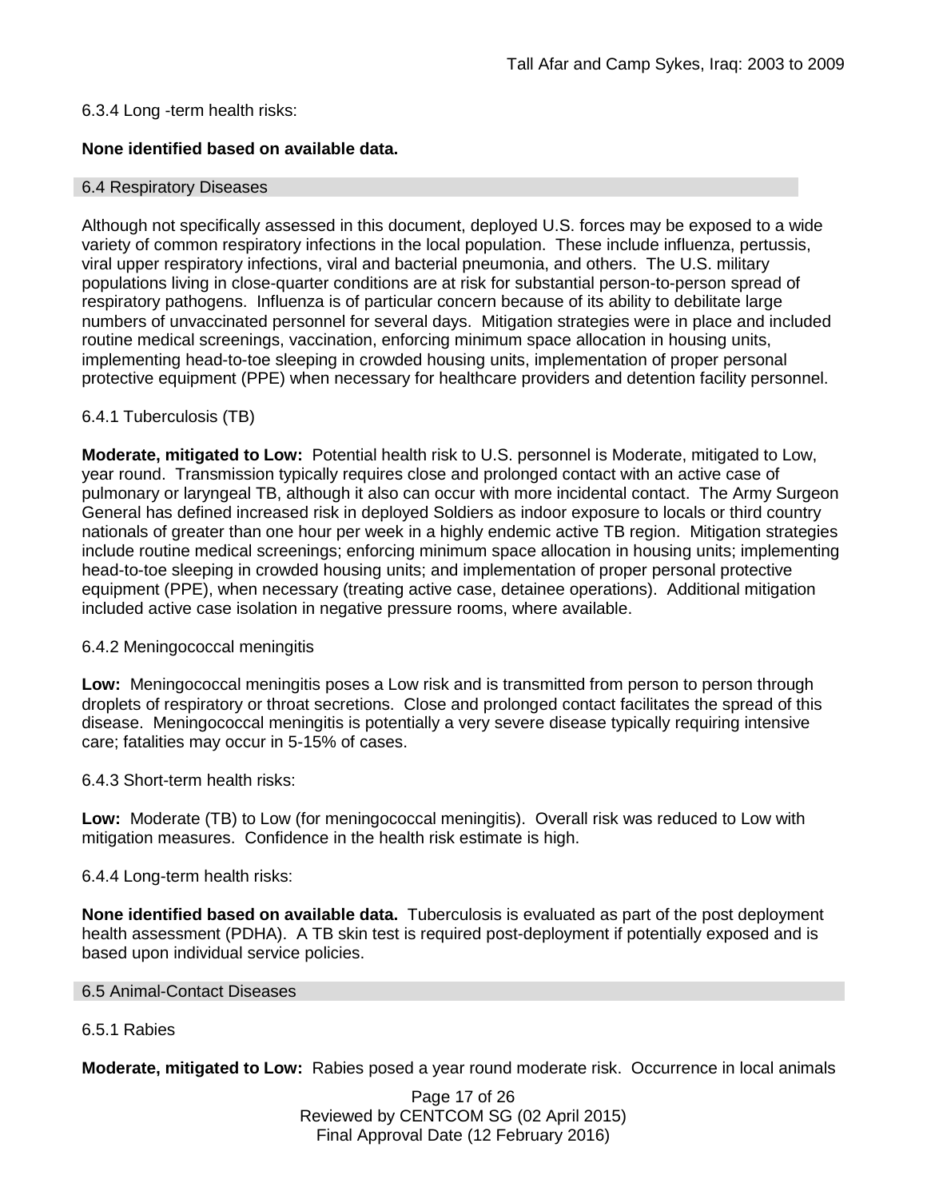6.3.4 Long -term health risks:

**None identified based on available data.**

## 6.4 Respiratory Diseases

Although not specifically assessed in this document, deployed U.S. forces may be exposed to a wide variety of common respiratory infections in the local population. These include influenza, pertussis, viral upper respiratory infections, viral and bacterial pneumonia, and others. The U.S. military populations living in close-quarter conditions are at risk for substantial person-to-person spread of respiratory pathogens. Influenza is of particular concern because of its ability to debilitate large numbers of unvaccinated personnel for several days. Mitigation strategies were in place and included routine medical screenings, vaccination, enforcing minimum space allocation in housing units, implementing head-to-toe sleeping in crowded housing units, implementation of proper personal protective equipment (PPE) when necessary for healthcare providers and detention facility personnel.

6.4.1 Tuberculosis (TB)

**Moderate, mitigated to Low:** Potential health risk to U.S. personnel is Moderate, mitigated to Low, year round. Transmission typically requires close and prolonged contact with an active case of pulmonary or laryngeal TB, although it also can occur with more incidental contact. The Army Surgeon General has defined increased risk in deployed Soldiers as indoor exposure to locals or third country nationals of greater than one hour per week in a highly endemic active TB region. Mitigation strategies include routine medical screenings; enforcing minimum space allocation in housing units; implementing head-to-toe sleeping in crowded housing units; and implementation of proper personal protective equipment (PPE), when necessary (treating active case, detainee operations). Additional mitigation included active case isolation in negative pressure rooms, where available.

6.4.2 Meningococcal meningitis

**Low:** Meningococcal meningitis poses a Low risk and is transmitted from person to person through droplets of respiratory or throat secretions. Close and prolonged contact facilitates the spread of this disease. Meningococcal meningitis is potentially a very severe disease typically requiring intensive care; fatalities may occur in 5-15% of cases.

6.4.3 Short-term health risks:

**Low:** Moderate (TB) to Low (for meningococcal meningitis). Overall risk was reduced to Low with mitigation measures. Confidence in the health risk estimate is high.

6.4.4 Long-term health risks:

**None identified based on available data.** Tuberculosis is evaluated as part of the post deployment health assessment (PDHA). A TB skin test is required post-deployment if potentially exposed and is based upon individual service policies.

## 6.5 Animal-Contact Diseases

6.5.1 Rabies

**Moderate, mitigated to Low:** Rabies posed a year round moderate risk. Occurrence in local animals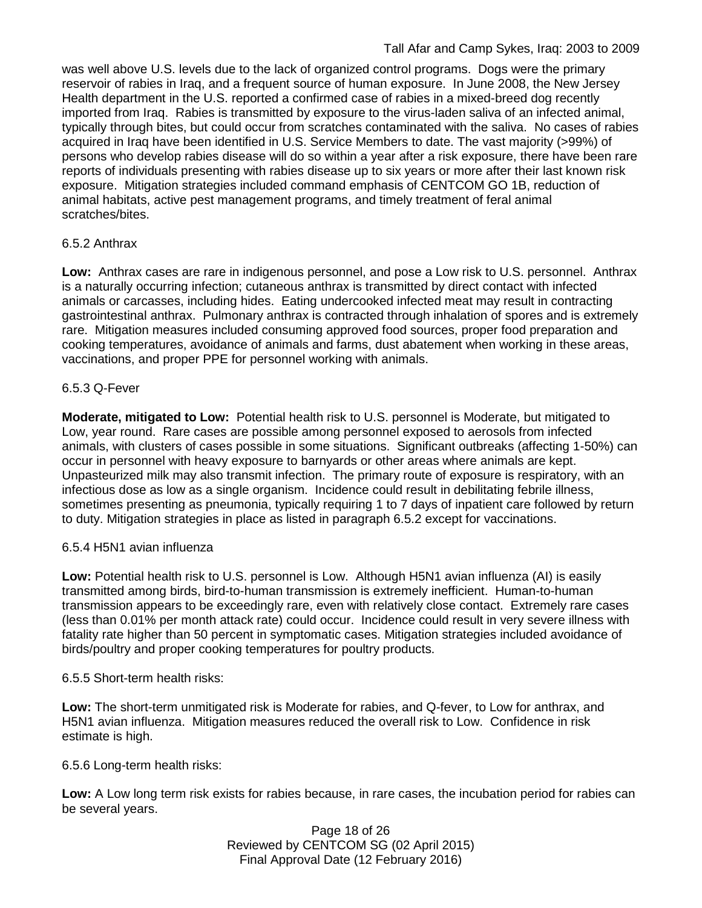was well above U.S. levels due to the lack of organized control programs. Dogs were the primary reservoir of rabies in Iraq, and a frequent source of human exposure. In June 2008, the New Jersey Health department in the U.S. reported a confirmed case of rabies in a mixed-breed dog recently imported from Iraq. Rabies is transmitted by exposure to the virus-laden saliva of an infected animal, typically through bites, but could occur from scratches contaminated with the saliva. No cases of rabies acquired in Iraq have been identified in U.S. Service Members to date. The vast majority (>99%) of persons who develop rabies disease will do so within a year after a risk exposure, there have been rare reports of individuals presenting with rabies disease up to six years or more after their last known risk exposure. Mitigation strategies included command emphasis of CENTCOM GO 1B, reduction of animal habitats, active pest management programs, and timely treatment of feral animal scratches/bites.

6.5.2 Anthrax

**Low:** Anthrax cases are rare in indigenous personnel, and pose a Low risk to U.S. personnel. Anthrax is a naturally occurring infection; cutaneous anthrax is transmitted by direct contact with infected animals or carcasses, including hides. Eating undercooked infected meat may result in contracting gastrointestinal anthrax. Pulmonary anthrax is contracted through inhalation of spores and is extremely rare. Mitigation measures included consuming approved food sources, proper food preparation and cooking temperatures, avoidance of animals and farms, dust abatement when working in these areas, vaccinations, and proper PPE for personnel working with animals.

6.5.3 Q-Fever

**Moderate, mitigated to Low:** Potential health risk to U.S. personnel is Moderate, but mitigated to Low, year round. Rare cases are possible among personnel exposed to aerosols from infected animals, with clusters of cases possible in some situations. Significant outbreaks (affecting 1-50%) can occur in personnel with heavy exposure to barnyards or other areas where animals are kept. Unpasteurized milk may also transmit infection. The primary route of exposure is respiratory, with an infectious dose as low as a single organism. Incidence could result in debilitating febrile illness, sometimes presenting as pneumonia, typically requiring 1 to 7 days of inpatient care followed by return to duty. Mitigation strategies in place as listed in paragraph 6.5.2 except for vaccinations.

6.5.4 H5N1 avian influenza

**Low:** Potential health risk to U.S. personnel is Low. Although H5N1 avian influenza (AI) is easily transmitted among birds, bird-to-human transmission is extremely inefficient. Human-to-human transmission appears to be exceedingly rare, even with relatively close contact. Extremely rare cases (less than 0.01% per month attack rate) could occur. Incidence could result in very severe illness with fatality rate higher than 50 percent in symptomatic cases. Mitigation strategies included avoidance of birds/poultry and proper cooking temperatures for poultry products.

6.5.5 Short-term health risks:

**Low:** The short-term unmitigated risk is Moderate for rabies, and Q-fever, to Low for anthrax, and H5N1 avian influenza. Mitigation measures reduced the overall risk to Low. Confidence in risk estimate is high.

6.5.6 Long-term health risks:

**Low:** A Low long term risk exists for rabies because, in rare cases, the incubation period for rabies can be several years.

Reviewed by CENTCOM SG (02 April 2015)
Final Approval Date (12 February 2016)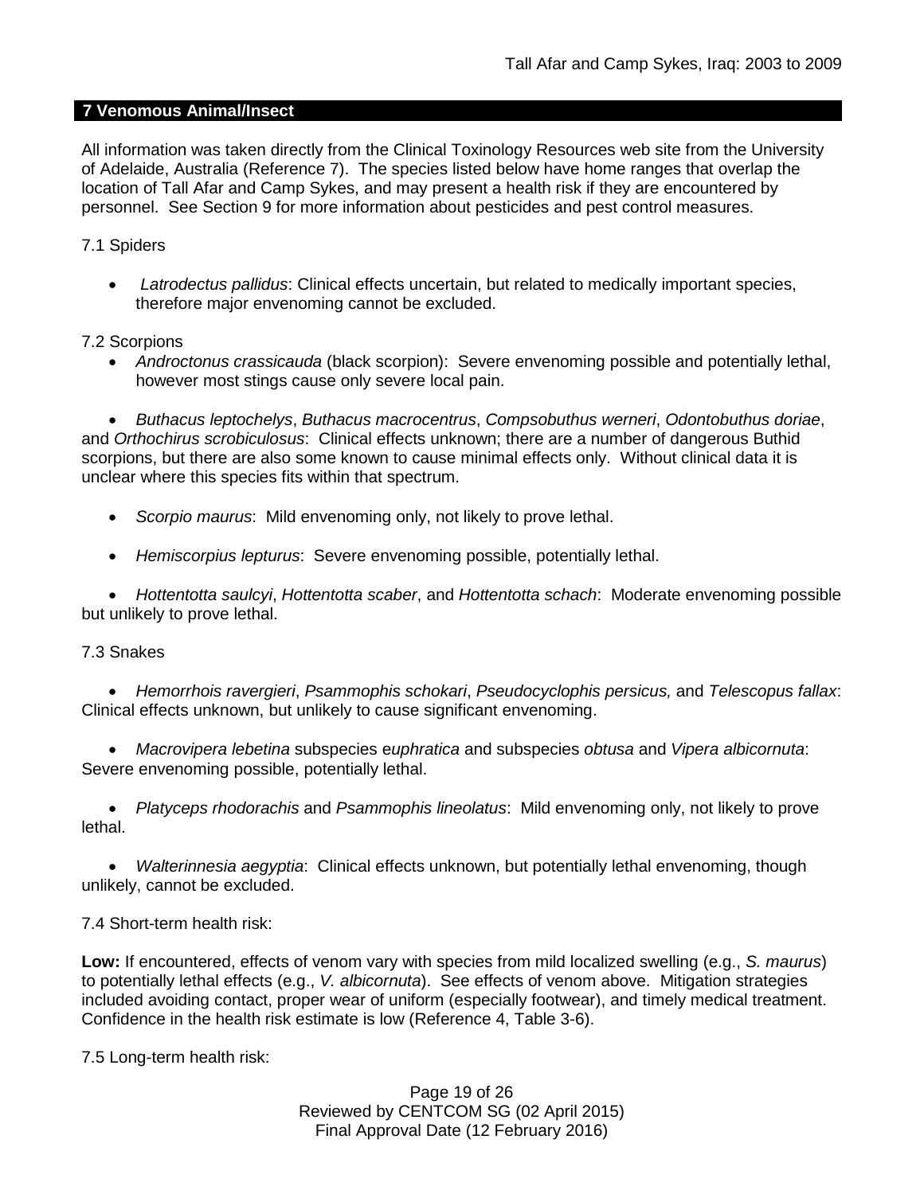## 7 Venomous Animal/Insect

All information was taken directly from the Clinical Toxinology Resources web site from the University of Adelaide, Australia (Reference 7). The species listed below have home ranges that overlap the location of Tall Afar and Camp Sykes, and may present a health risk if they are encountered by personnel. See Section 9 for more information about pesticides and pest control measures.

7.1 Spiders

- *Latrodectus pallidus*: Clinical effects uncertain, but related to medically important species, therefore major envenoming cannot be excluded.

7.2 Scorpions

- *Androctonus crassicauda* (black scorpion): Severe envenoming possible and potentially lethal, however most stings cause only severe local pain.
- *Buthacus leptochelys*, *Buthacus macrocentrus*, *Compsobuthus werneri*, *Odontobuthus doriae*, and *Orthochirus scrobiculosus*: Clinical effects unknown; there are a number of dangerous Buthid scorpions, but there are also some known to cause minimal effects only. Without clinical data it is unclear where this species fits within that spectrum.
- *Scorpio maurus*: Mild envenoming only, not likely to prove lethal.
- *Hemiscorpius lepturus*: Severe envenoming possible, potentially lethal.
- *Hottentotta saulcyi*, *Hottentotta scaber*, and *Hottentotta schach*: Moderate envenoming possible but unlikely to prove lethal.

7.3 Snakes

- *Hemorrhois ravergieri*, *Psammophis schokari*, *Pseudocyclophis persicus,* and *Telescopus fallax*: Clinical effects unknown, but unlikely to cause significant envenoming.
- *Macrovipera lebetina* subspecies *euphratica* and subspecies *obtusa* and *Vipera albicornuta*: Severe envenoming possible, potentially lethal.
- *Platyceps rhodorachis* and *Psammophis lineolatus*: Mild envenoming only, not likely to prove lethal.
- *Walterinnesia aegyptia*: Clinical effects unknown, but potentially lethal envenoming, though unlikely, cannot be excluded.

7.4 Short-term health risk:

**Low:** If encountered, effects of venom vary with species from mild localized swelling (e.g., *S. maurus*) to potentially lethal effects (e.g., *V. albicornuta*). See effects of venom above. Mitigation strategies included avoiding contact, proper wear of uniform (especially footwear), and timely medical treatment. Confidence in the health risk estimate is low (Reference 4, Table 3-6).

7.5 Long-term health risk: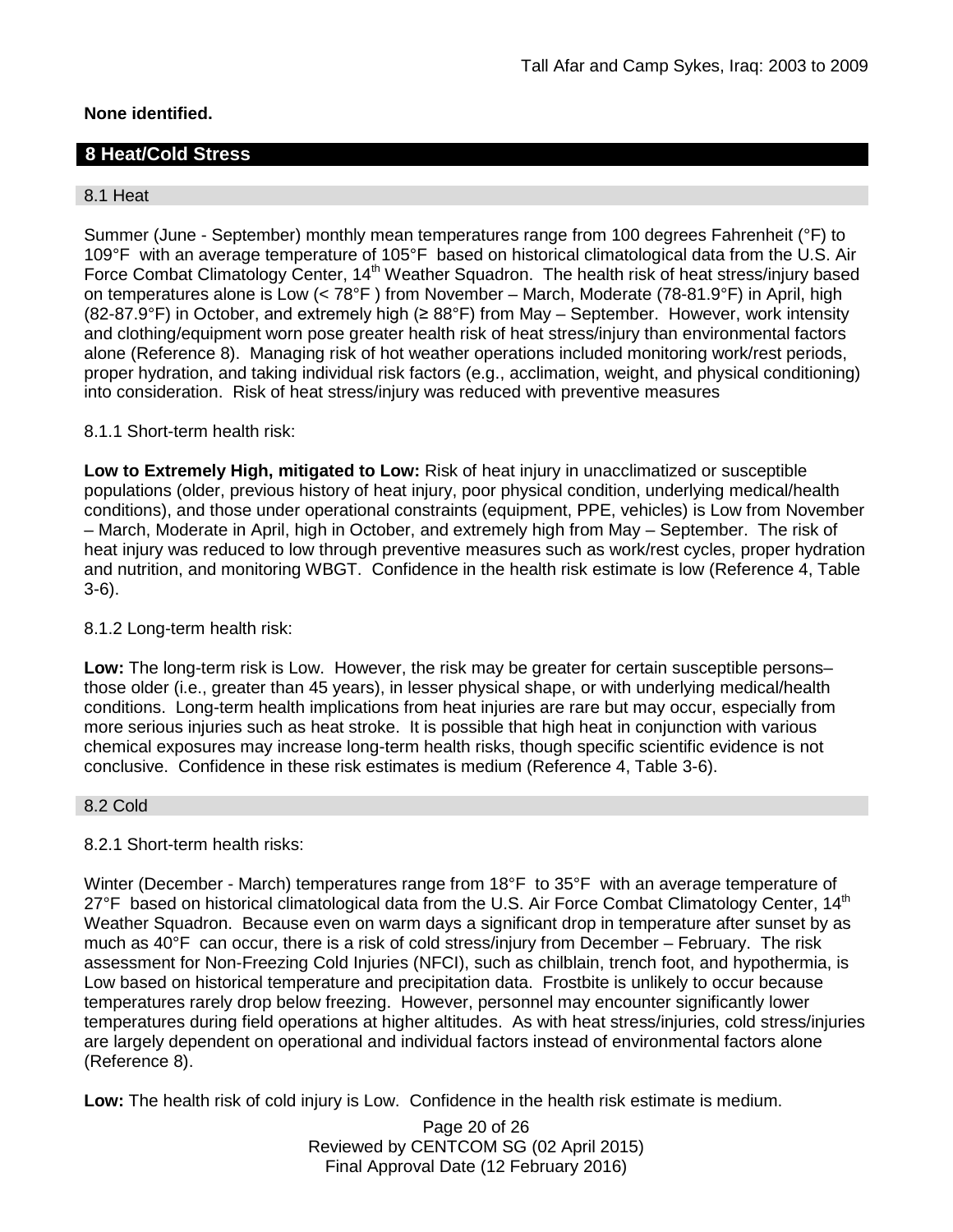**None identified.**

## 8 Heat/Cold Stress

### 8.1 Heat

Summer (June - September) monthly mean temperatures range from 100 degrees Fahrenheit (°F) to 109°F with an average temperature of 105°F based on historical climatological data from the U.S. Air Force Combat Climatology Center, 14th Weather Squadron. The health risk of heat stress/injury based on temperatures alone is Low (< 78°F ) from November – March, Moderate (78-81.9°F) in April, high (82-87.9°F) in October, and extremely high (≥ 88°F) from May – September. However, work intensity and clothing/equipment worn pose greater health risk of heat stress/injury than environmental factors alone (Reference 8). Managing risk of hot weather operations included monitoring work/rest periods, proper hydration, and taking individual risk factors (e.g., acclimation, weight, and physical conditioning) into consideration. Risk of heat stress/injury was reduced with preventive measures

8.1.1 Short-term health risk:

**Low to Extremely High, mitigated to Low:** Risk of heat injury in unacclimatized or susceptible populations (older, previous history of heat injury, poor physical condition, underlying medical/health conditions), and those under operational constraints (equipment, PPE, vehicles) is Low from November – March, Moderate in April, high in October, and extremely high from May – September. The risk of heat injury was reduced to low through preventive measures such as work/rest cycles, proper hydration and nutrition, and monitoring WBGT. Confidence in the health risk estimate is low (Reference 4, Table 3-6).

8.1.2 Long-term health risk:

**Low:** The long-term risk is Low. However, the risk may be greater for certain susceptible persons– those older (i.e., greater than 45 years), in lesser physical shape, or with underlying medical/health conditions. Long-term health implications from heat injuries are rare but may occur, especially from more serious injuries such as heat stroke. It is possible that high heat in conjunction with various chemical exposures may increase long-term health risks, though specific scientific evidence is not conclusive. Confidence in these risk estimates is medium (Reference 4, Table 3-6).

### 8.2 Cold

8.2.1 Short-term health risks:

Winter (December - March) temperatures range from 18°F to 35°F with an average temperature of 27°F based on historical climatological data from the U.S. Air Force Combat Climatology Center, 14th Weather Squadron. Because even on warm days a significant drop in temperature after sunset by as much as 40°F can occur, there is a risk of cold stress/injury from December – February. The risk assessment for Non-Freezing Cold Injuries (NFCI), such as chilblain, trench foot, and hypothermia, is Low based on historical temperature and precipitation data. Frostbite is unlikely to occur because temperatures rarely drop below freezing. However, personnel may encounter significantly lower temperatures during field operations at higher altitudes. As with heat stress/injuries, cold stress/injuries are largely dependent on operational and individual factors instead of environmental factors alone (Reference 8).

**Low:** The health risk of cold injury is Low. Confidence in the health risk estimate is medium.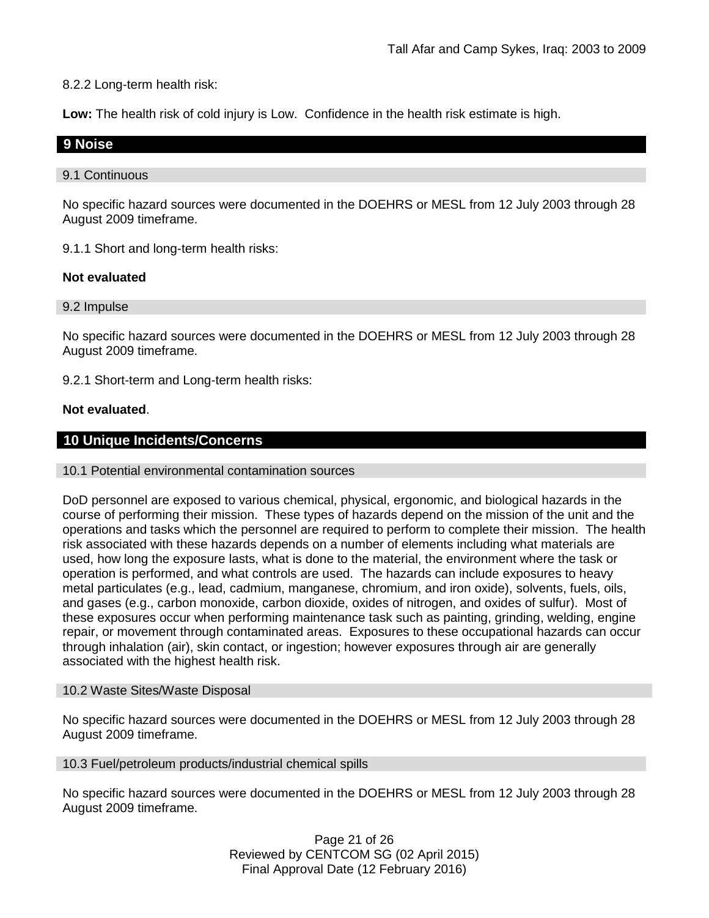8.2.2 Long-term health risk:

**Low:** The health risk of cold injury is Low. Confidence in the health risk estimate is high.

## 9 Noise

### 9.1 Continuous

No specific hazard sources were documented in the DOEHRS or MESL from 12 July 2003 through 28 August 2009 timeframe.

9.1.1 Short and long-term health risks:

**Not evaluated**

### 9.2 Impulse

No specific hazard sources were documented in the DOEHRS or MESL from 12 July 2003 through 28 August 2009 timeframe.

9.2.1 Short-term and Long-term health risks:

**Not evaluated**.

## 10 Unique Incidents/Concerns

### 10.1 Potential environmental contamination sources

DoD personnel are exposed to various chemical, physical, ergonomic, and biological hazards in the course of performing their mission. These types of hazards depend on the mission of the unit and the operations and tasks which the personnel are required to perform to complete their mission. The health risk associated with these hazards depends on a number of elements including what materials are used, how long the exposure lasts, what is done to the material, the environment where the task or operation is performed, and what controls are used. The hazards can include exposures to heavy metal particulates (e.g., lead, cadmium, manganese, chromium, and iron oxide), solvents, fuels, oils, and gases (e.g., carbon monoxide, carbon dioxide, oxides of nitrogen, and oxides of sulfur). Most of these exposures occur when performing maintenance task such as painting, grinding, welding, engine repair, or movement through contaminated areas. Exposures to these occupational hazards can occur through inhalation (air), skin contact, or ingestion; however exposures through air are generally associated with the highest health risk.

### 10.2 Waste Sites/Waste Disposal

No specific hazard sources were documented in the DOEHRS or MESL from 12 July 2003 through 28 August 2009 timeframe.

### 10.3 Fuel/petroleum products/industrial chemical spills

No specific hazard sources were documented in the DOEHRS or MESL from 12 July 2003 through 28 August 2009 timeframe.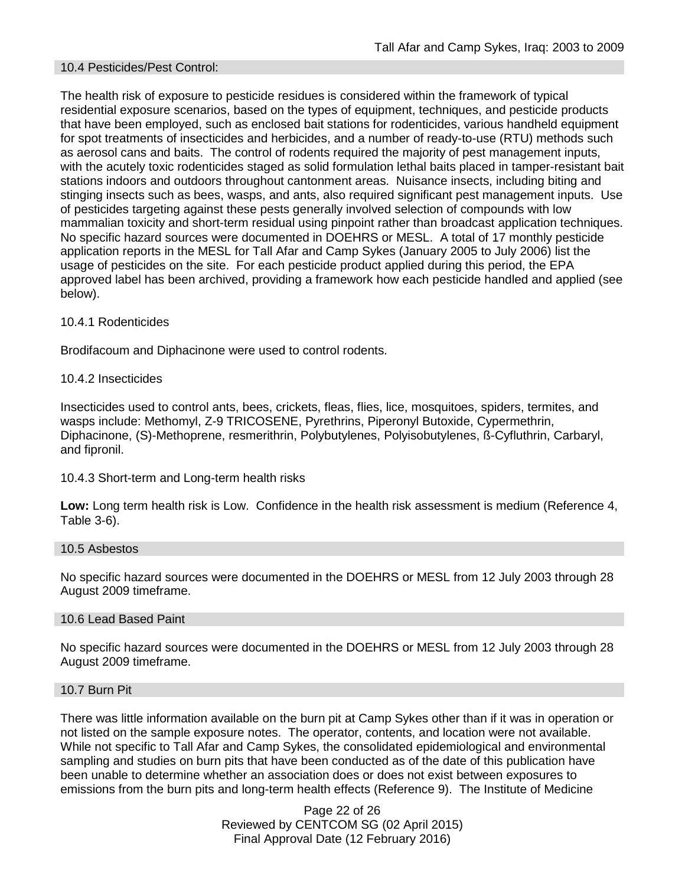## 10.4 Pesticides/Pest Control:

The health risk of exposure to pesticide residues is considered within the framework of typical residential exposure scenarios, based on the types of equipment, techniques, and pesticide products that have been employed, such as enclosed bait stations for rodenticides, various handheld equipment for spot treatments of insecticides and herbicides, and a number of ready-to-use (RTU) methods such as aerosol cans and baits. The control of rodents required the majority of pest management inputs, with the acutely toxic rodenticides staged as solid formulation lethal baits placed in tamper-resistant bait stations indoors and outdoors throughout cantonment areas. Nuisance insects, including biting and stinging insects such as bees, wasps, and ants, also required significant pest management inputs. Use of pesticides targeting against these pests generally involved selection of compounds with low mammalian toxicity and short-term residual using pinpoint rather than broadcast application techniques. No specific hazard sources were documented in DOEHRS or MESL. A total of 17 monthly pesticide application reports in the MESL for Tall Afar and Camp Sykes (January 2005 to July 2006) list the usage of pesticides on the site. For each pesticide product applied during this period, the EPA approved label has been archived, providing a framework how each pesticide handled and applied (see below).

### 10.4.1 Rodenticides

Brodifacoum and Diphacinone were used to control rodents.

### 10.4.2 Insecticides

Insecticides used to control ants, bees, crickets, fleas, flies, lice, mosquitoes, spiders, termites, and wasps include: Methomyl, Z-9 TRICOSENE, Pyrethrins, Piperonyl Butoxide, Cypermethrin, Diphacinone, (S)-Methoprene, resmerithrin, Polybutylenes, Polyisobutylenes, ß-Cyfluthrin, Carbaryl, and fipronil.

### 10.4.3 Short-term and Long-term health risks

**Low:** Long term health risk is Low. Confidence in the health risk assessment is medium (Reference 4, Table 3-6).

## 10.5 Asbestos

No specific hazard sources were documented in the DOEHRS or MESL from 12 July 2003 through 28 August 2009 timeframe.

## 10.6 Lead Based Paint

No specific hazard sources were documented in the DOEHRS or MESL from 12 July 2003 through 28 August 2009 timeframe.

## 10.7 Burn Pit

There was little information available on the burn pit at Camp Sykes other than if it was in operation or not listed on the sample exposure notes. The operator, contents, and location were not available. While not specific to Tall Afar and Camp Sykes, the consolidated epidemiological and environmental sampling and studies on burn pits that have been conducted as of the date of this publication have been unable to determine whether an association does or does not exist between exposures to emissions from the burn pits and long-term health effects (Reference 9). The Institute of Medicine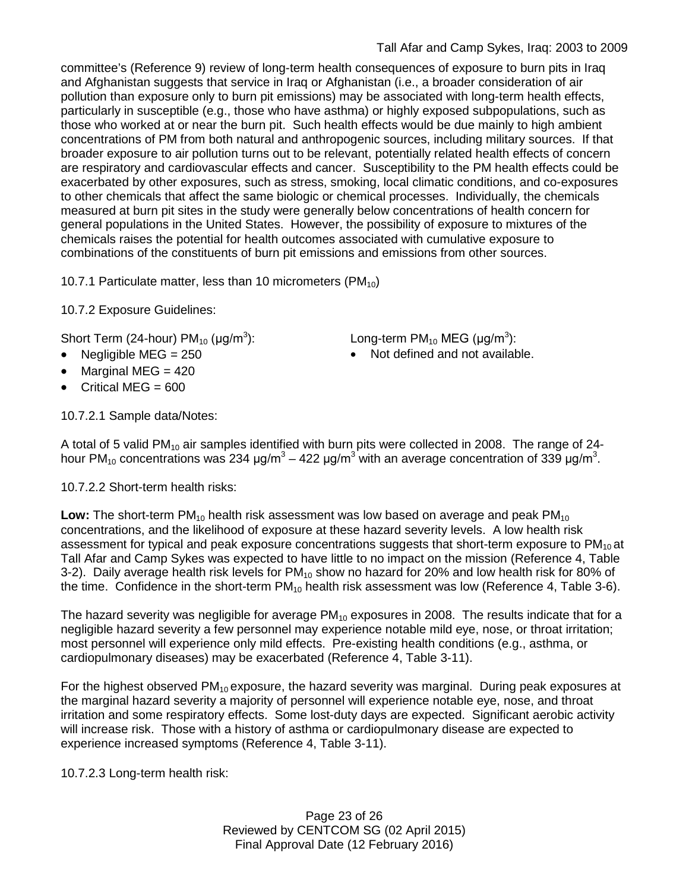committee's (Reference 9) review of long-term health consequences of exposure to burn pits in Iraq and Afghanistan suggests that service in Iraq or Afghanistan (i.e., a broader consideration of air pollution than exposure only to burn pit emissions) may be associated with long-term health effects, particularly in susceptible (e.g., those who have asthma) or highly exposed subpopulations, such as those who worked at or near the burn pit. Such health effects would be due mainly to high ambient concentrations of PM from both natural and anthropogenic sources, including military sources. If that broader exposure to air pollution turns out to be relevant, potentially related health effects of concern are respiratory and cardiovascular effects and cancer. Susceptibility to the PM health effects could be exacerbated by other exposures, such as stress, smoking, local climatic conditions, and co-exposures to other chemicals that affect the same biologic or chemical processes. Individually, the chemicals measured at burn pit sites in the study were generally below concentrations of health concern for general populations in the United States. However, the possibility of exposure to mixtures of the chemicals raises the potential for health outcomes associated with cumulative exposure to combinations of the constituents of burn pit emissions and emissions from other sources.

10.7.1 Particulate matter, less than 10 micrometers ($PM_{10}$)

10.7.2 Exposure Guidelines:

Short Term (24-hour) $PM_{10}$ ($\mu g/m^3$):

- Negligible MEG = 250
- Marginal MEG = 420
- Critical MEG = 600

Long-term $PM_{10}$ MEG ($\mu g/m^3$):

- Not defined and not available.

10.7.2.1 Sample data/Notes:

A total of 5 valid $PM_{10}$ air samples identified with burn pits were collected in 2008. The range of 24-hour $PM_{10}$ concentrations was 234 $\mu g/m^3$ – 422 $\mu g/m^3$ with an average concentration of 339 $\mu g/m^3$.

10.7.2.2 Short-term health risks:

**Low:** The short-term $PM_{10}$ health risk assessment was low based on average and peak $PM_{10}$ concentrations, and the likelihood of exposure at these hazard severity levels. A low health risk assessment for typical and peak exposure concentrations suggests that short-term exposure to $PM_{10}$ at Tall Afar and Camp Sykes was expected to have little to no impact on the mission (Reference 4, Table 3-2). Daily average health risk levels for $PM_{10}$ show no hazard for 20% and low health risk for 80% of the time. Confidence in the short-term $PM_{10}$ health risk assessment was low (Reference 4, Table 3-6).

The hazard severity was negligible for average $PM_{10}$ exposures in 2008. The results indicate that for a negligible hazard severity a few personnel may experience notable mild eye, nose, or throat irritation; most personnel will experience only mild effects. Pre-existing health conditions (e.g., asthma, or cardiopulmonary diseases) may be exacerbated (Reference 4, Table 3-11).

For the highest observed $PM_{10}$ exposure, the hazard severity was marginal. During peak exposures at the marginal hazard severity a majority of personnel will experience notable eye, nose, and throat irritation and some respiratory effects. Some lost-duty days are expected. Significant aerobic activity will increase risk. Those with a history of asthma or cardiopulmonary disease are expected to experience increased symptoms (Reference 4, Table 3-11).

10.7.2.3 Long-term health risk: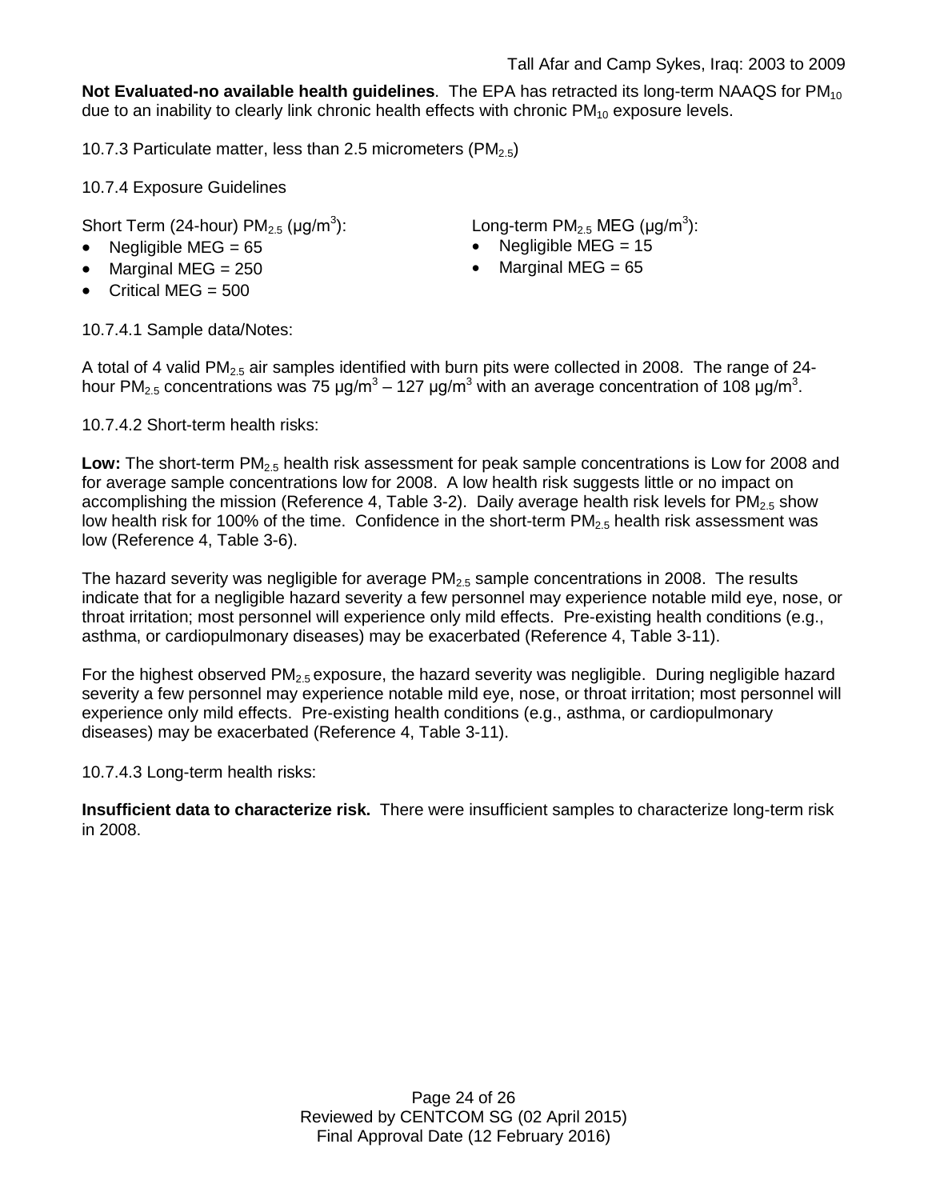**Not Evaluated-no available health guidelines**. The EPA has retracted its long-term NAAQS for $PM_{10}$ due to an inability to clearly link chronic health effects with chronic $PM_{10}$ exposure levels.

10.7.3 Particulate matter, less than 2.5 micrometers ($PM_{2.5}$)

10.7.4 Exposure Guidelines

Short Term (24-hour) $PM_{2.5}$ (μg/m$^3$):

- Negligible MEG = 65
- Marginal MEG = 250
- Critical MEG = 500

Long-term $PM_{2.5}$ MEG (μg/m$^3$):

- Negligible MEG = 15
- Marginal MEG = 65

10.7.4.1 Sample data/Notes:

A total of 4 valid $PM_{2.5}$ air samples identified with burn pits were collected in 2008. The range of 24-hour $PM_{2.5}$ concentrations was 75 μg/m$^3$ – 127 μg/m$^3$ with an average concentration of 108 μg/m$^3$.

10.7.4.2 Short-term health risks:

**Low:** The short-term $PM_{2.5}$ health risk assessment for peak sample concentrations is Low for 2008 and for average sample concentrations low for 2008. A low health risk suggests little or no impact on accomplishing the mission (Reference 4, Table 3-2). Daily average health risk levels for $PM_{2.5}$ show low health risk for 100% of the time. Confidence in the short-term $PM_{2.5}$ health risk assessment was low (Reference 4, Table 3-6).

The hazard severity was negligible for average $PM_{2.5}$ sample concentrations in 2008. The results indicate that for a negligible hazard severity a few personnel may experience notable mild eye, nose, or throat irritation; most personnel will experience only mild effects. Pre-existing health conditions (e.g., asthma, or cardiopulmonary diseases) may be exacerbated (Reference 4, Table 3-11).

For the highest observed $PM_{2.5}$ exposure, the hazard severity was negligible. During negligible hazard severity a few personnel may experience notable mild eye, nose, or throat irritation; most personnel will experience only mild effects. Pre-existing health conditions (e.g., asthma, or cardiopulmonary diseases) may be exacerbated (Reference 4, Table 3-11).

10.7.4.3 Long-term health risks:

**Insufficient data to characterize risk.** There were insufficient samples to characterize long-term risk in 2008.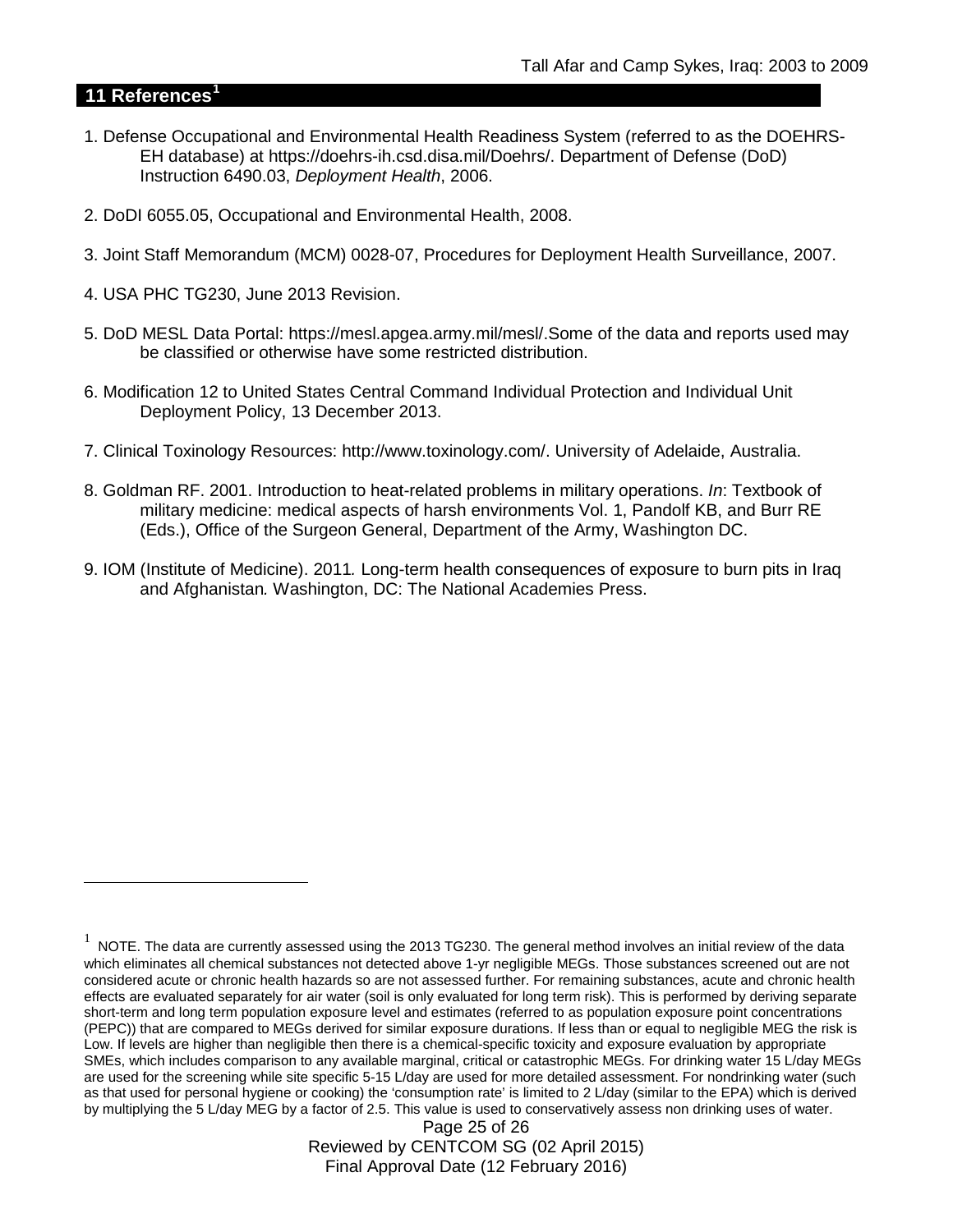## 11 References[1]

1. Defense Occupational and Environmental Health Readiness System (referred to as the DOEHRS-EH database) at https://doehrs-ih.csd.disa.mil/Doehrs/. Department of Defense (DoD) Instruction 6490.03, *Deployment Health*, 2006.

2. DoDI 6055.05, Occupational and Environmental Health, 2008.

3. Joint Staff Memorandum (MCM) 0028-07, Procedures for Deployment Health Surveillance, 2007.

4. USA PHC TG230, June 2013 Revision.

5. DoD MESL Data Portal: https://mesl.apgea.army.mil/mesl/.Some of the data and reports used may be classified or otherwise have some restricted distribution.

6. Modification 12 to United States Central Command Individual Protection and Individual Unit Deployment Policy, 13 December 2013.

7. Clinical Toxinology Resources: http://www.toxinology.com/. University of Adelaide, Australia.

8. Goldman RF. 2001. Introduction to heat-related problems in military operations. *In*: Textbook of military medicine: medical aspects of harsh environments Vol. 1, Pandolf KB, and Burr RE (Eds.), Office of the Surgeon General, Department of the Army, Washington DC.

9. IOM (Institute of Medicine). 2011*.* Long-term health consequences of exposure to burn pits in Iraq and Afghanistan*.* Washington, DC: The National Academies Press.

---

[1] NOTE. The data are currently assessed using the 2013 TG230. The general method involves an initial review of the data which eliminates all chemical substances not detected above 1-yr negligible MEGs. Those substances screened out are not considered acute or chronic health hazards so are not assessed further. For remaining substances, acute and chronic health effects are evaluated separately for air water (soil is only evaluated for long term risk). This is performed by deriving separate short-term and long term population exposure level and estimates (referred to as population exposure point concentrations (PEPC)) that are compared to MEGs derived for similar exposure durations. If less than or equal to negligible MEG the risk is Low. If levels are higher than negligible then there is a chemical-specific toxicity and exposure evaluation by appropriate SMEs, which includes comparison to any available marginal, critical or catastrophic MEGs. For drinking water 15 L/day MEGs are used for the screening while site specific 5-15 L/day are used for more detailed assessment. For nondrinking water (such as that used for personal hygiene or cooking) the 'consumption rate' is limited to 2 L/day (similar to the EPA) which is derived by multiplying the 5 L/day MEG by a factor of 2.5. This value is used to conservatively assess non drinking uses of water.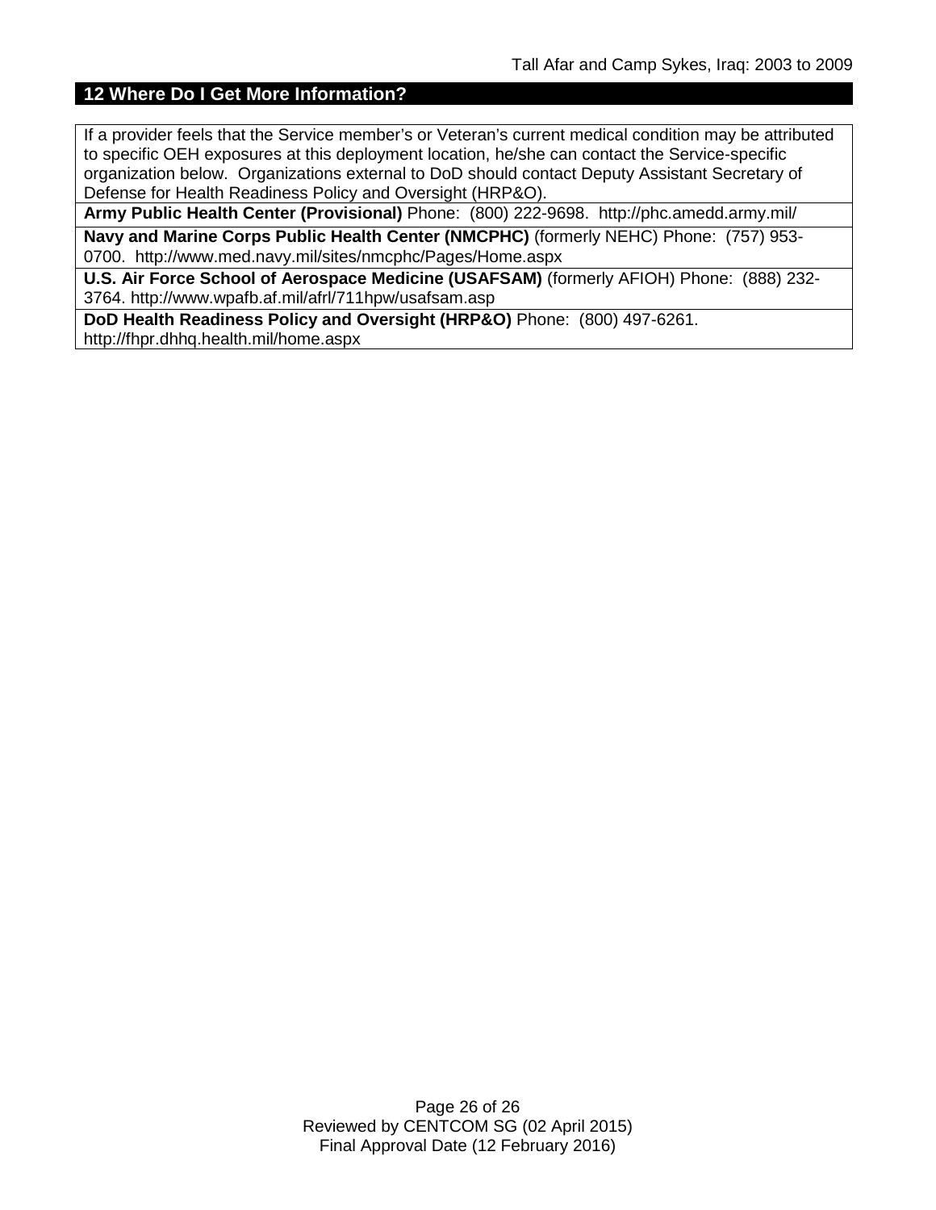## 12 Where Do I Get More Information?

| |
|---|
| If a provider feels that the Service member's or Veteran's current medical condition may be attributed to specific OEH exposures at this deployment location, he/she can contact the Service-specific organization below. Organizations external to DoD should contact Deputy Assistant Secretary of Defense for Health Readiness Policy and Oversight (HRP&O). |
| **Army Public Health Center (Provisional)** Phone: (800) 222-9698. http://phc.amedd.army.mil/ |
| **Navy and Marine Corps Public Health Center (NMCPHC)** (formerly NEHC) Phone: (757) 953-0700. http://www.med.navy.mil/sites/nmcphc/Pages/Home.aspx |
| **U.S. Air Force School of Aerospace Medicine (USAFSAM)** (formerly AFIOH) Phone: (888) 232-3764. http://www.wpafb.af.mil/afrl/711hpw/usafsam.asp |
| **DoD Health Readiness Policy and Oversight (HRP&O)** Phone: (800) 497-6261. http://fhpr.dhhq.health.mil/home.aspx |

Reviewed by CENTCOM SG (02 April 2015)
Final Approval Date (12 February 2016)